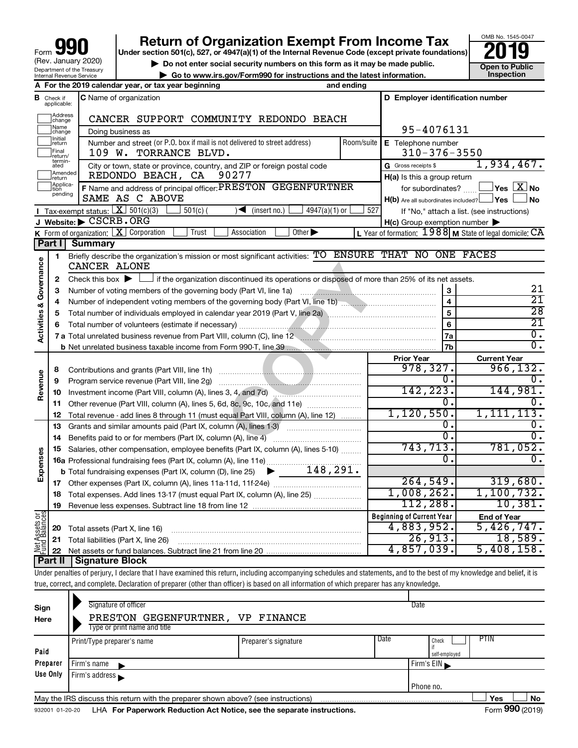Form **990** (Rev. January 2020)
Department of the Treasury
Internal Revenue Service

# Return of Organization Exempt From Income Tax

**Under section 501(c), 527, or 4947(a)(1) of the Internal Revenue Code (except private foundations)**

▶ Do not enter social security numbers on this form as it may be made public.

▶ Go to www.irs.gov/Form990 for instructions and the latest information.

OMB No. 1545-0047

**2019**

**Open to Public Inspection**

**A** For the 2019 calendar year, or tax year beginning and ending

**B** Check if applicable: Address change, Name change, Initial return, Final return/terminated, Amended return, Application pending

**C** Name of organization: CANCER SUPPORT COMMUNITY REDONDO BEACH

Doing business as

Number and street (or P.O. box if mail is not delivered to street address): 109 W. TORRANCE BLVD. Room/suite

City or town, state or province, country, and ZIP or foreign postal code: REDONDO BEACH, CA 90277

**D** Employer identification number: 95-4076131

**E** Telephone number: 310-376-3550

**G** Gross receipts $ 1,934,467.

**F** Name and address of principal officer: PRESTON GEGENFURTNER SAME AS C ABOVE

**H(a)** Is this a group return for subordinates? Yes [ ] No [X]

**H(b)** Are all subordinates included? Yes [ ] No [ ]
If "No," attach a list. (see instructions)

**H(c)** Group exemption number ▶

**I** Tax-exempt status: [X] 501(c)(3) [ ] 501(c) ( ) ◀ (insert no.) [ ] 4947(a)(1) or [ ] 527

**J** Website: ▶ CSCRB.ORG

**K** Form of organization: [X] Corporation [ ] Trust [ ] Association [ ] Other ▶

**L** Year of formation: 1988 **M** State of legal domicile: CA

## Part I Summary

**Activities & Governance**

1. Briefly describe the organization's mission or most significant activities: TO ENSURE THAT NO ONE FACES CANCER ALONE
2. Check this box ▶ [ ] if the organization discontinued its operations or disposed of more than 25% of its net assets.

| | | Line | |
|---|---|---|---|
| 3 | Number of voting members of the governing body (Part VI, line 1a) | 3 | 21 |
| 4 | Number of independent voting members of the governing body (Part VI, line 1b) | 4 | 21 |
| 5 | Total number of individuals employed in calendar year 2019 (Part V, line 2a) | 5 | 28 |
| 6 | Total number of volunteers (estimate if necessary) | 6 | 21 |
| 7a | Total unrelated business revenue from Part VIII, column (C), line 12 | 7a | 0. |
| b | Net unrelated business taxable income from Form 990-T, line 39 | 7b | 0. |

| | | Prior Year | Current Year |
|---|---|---|---|
| **Revenue** | | | |
| 8 | Contributions and grants (Part VIII, line 1h) | 978,327. | 966,132. |
| 9 | Program service revenue (Part VIII, line 2g) | 0. | 0. |
| 10 | Investment income (Part VIII, column (A), lines 3, 4, and 7d) | 142,223. | 144,981. |
| 11 | Other revenue (Part VIII, column (A), lines 5, 6d, 8c, 9c, 10c, and 11e) | 0. | 0. |
| 12 | Total revenue - add lines 8 through 11 (must equal Part VIII, column (A), line 12) | 1,120,550. | 1,111,113. |
| **Expenses** | | | |
| 13 | Grants and similar amounts paid (Part IX, column (A), lines 1-3) | 0. | 0. |
| 14 | Benefits paid to or for members (Part IX, column (A), line 4) | 0. | 0. |
| 15 | Salaries, other compensation, employee benefits (Part IX, column (A), lines 5-10) | 743,713. | 781,052. |
| 16a | Professional fundraising fees (Part IX, column (A), line 11e) | 0. | 0. |
| b | Total fundraising expenses (Part IX, column (D), line 25) ▶ 148,291. | | |
| 17 | Other expenses (Part IX, column (A), lines 11a-11d, 11f-24e) | 264,549. | 319,680. |
| 18 | Total expenses. Add lines 13-17 (must equal Part IX, column (A), line 25) | 1,008,262. | 1,100,732. |
| 19 | Revenue less expenses. Subtract line 18 from line 12 | 112,288. | 10,381. |

| **Net Assets or Fund Balances** | | Beginning of Current Year | End of Year |
|---|---|---|---|
| 20 | Total assets (Part X, line 16) | 4,883,952. | 5,426,747. |
| 21 | Total liabilities (Part X, line 26) | 26,913. | 18,589. |
| 22 | Net assets or fund balances. Subtract line 21 from line 20 | 4,857,039. | 5,408,158. |

## Part II Signature Block

Under penalties of perjury, I declare that I have examined this return, including accompanying schedules and statements, and to the best of my knowledge and belief, it is true, correct, and complete. Declaration of preparer (other than officer) is based on all information of which preparer has any knowledge.

**Sign Here**

Signature of officer | Date

PRESTON GEGENFURTNER, VP FINANCE
Type or print name and title

**Paid Preparer Use Only**

| Print/Type preparer's name | Preparer's signature | Date | Check [ ] if self-employed | PTIN |
|---|---|---|---|---|
| | | | | |

Firm's name ▶ | Firm's EIN ▶

Firm's address ▶ | Phone no.

May the IRS discuss this return with the preparer shown above? (see instructions) Yes [ ] No [ ]

932001 01-20-20 LHA For Paperwork Reduction Act Notice, see the separate instructions. Form **990** (2019)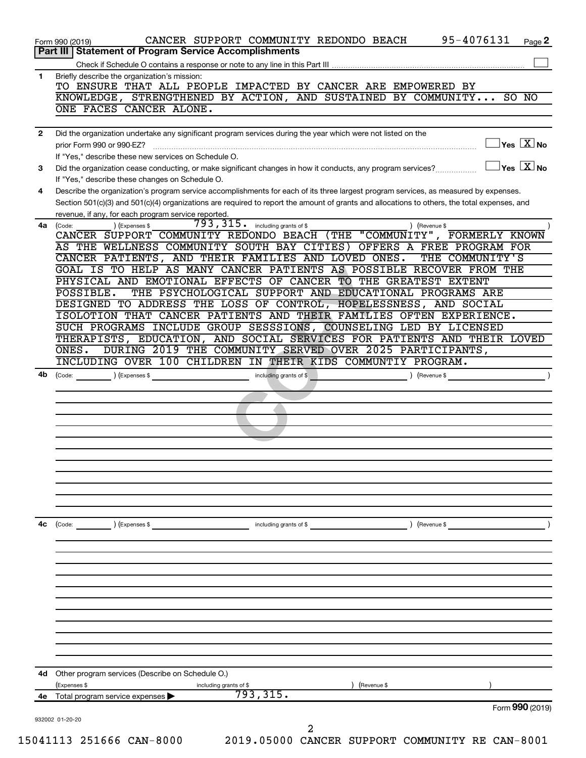Form 990 (2019) CANCER SUPPORT COMMUNITY REDONDO BEACH 95-4076131 Page **2**

## Part III | Statement of Program Service Accomplishments

Check if Schedule O contains a response or note to any line in this Part III ☐

**1** Briefly describe the organization's mission:

TO ENSURE THAT ALL PEOPLE IMPACTED BY CANCER ARE EMPOWERED BY KNOWLEDGE, STRENGTHENED BY ACTION, AND SUSTAINED BY COMMUNITY... SO NO ONE FACES CANCER ALONE.

**2** Did the organization undertake any significant program services during the year which were not listed on the prior Form 990 or 990-EZ? ☐ Yes ☒ No

If "Yes," describe these new services on Schedule O.

**3** Did the organization cease conducting, or make significant changes in how it conducts, any program services? ☐ Yes ☒ No

If "Yes," describe these changes on Schedule O.

**4** Describe the organization's program service accomplishments for each of its three largest program services, as measured by expenses. Section 501(c)(3) and 501(c)(4) organizations are required to report the amount of grants and allocations to others, the total expenses, and revenue, if any, for each program service reported.

**4a** (Code: ) (Expenses $ 793,315. including grants of $ ) (Revenue $ )

CANCER SUPPORT COMMUNITY REDONDO BEACH (THE "COMMUNITY", FORMERLY KNOWN AS THE WELLNESS COMMUNITY SOUTH BAY CITIES) OFFERS A FREE PROGRAM FOR CANCER PATIENTS, AND THEIR FAMILIES AND LOVED ONES. THE COMMUNITY'S GOAL IS TO HELP AS MANY CANCER PATIENTS AS POSSIBLE RECOVER FROM THE PHYSICAL AND EMOTIONAL EFFECTS OF CANCER TO THE GREATEST EXTENT POSSIBLE. THE PSYCHOLOGICAL SUPPORT AND EDUCATIONAL PROGRAMS ARE DESIGNED TO ADDRESS THE LOSS OF CONTROL, HOPELESSNESS, AND SOCIAL ISOLOTION THAT CANCER PATIENTS AND THEIR FAMILIES OFTEN EXPERIENCE. SUCH PROGRAMS INCLUDE GROUP SESSSIONS, COUNSELING LED BY LICENSED THERAPISTS, EDUCATION, AND SOCIAL SERVICES FOR PATIENTS AND THEIR LOVED ONES. DURING 2019 THE COMMUNITY SERVED OVER 2025 PARTICIPANTS, INCLUDING OVER 100 CHILDREN IN THEIR KIDS COMMUNTIY PROGRAM.

**4b** (Code: ) (Expenses $ including grants of $ ) (Revenue $ )

**4c** (Code: ) (Expenses $ including grants of $ ) (Revenue $ )

**4d** Other program services (Describe on Schedule O.)

(Expenses $ including grants of $ ) (Revenue $ )

**4e** Total program service expenses ▶ 793,315.

Form **990** (2019)

932002 01-20-20

15041113 251666 CAN-8000 2019.05000 CANCER SUPPORT COMMUNITY RE CAN-8001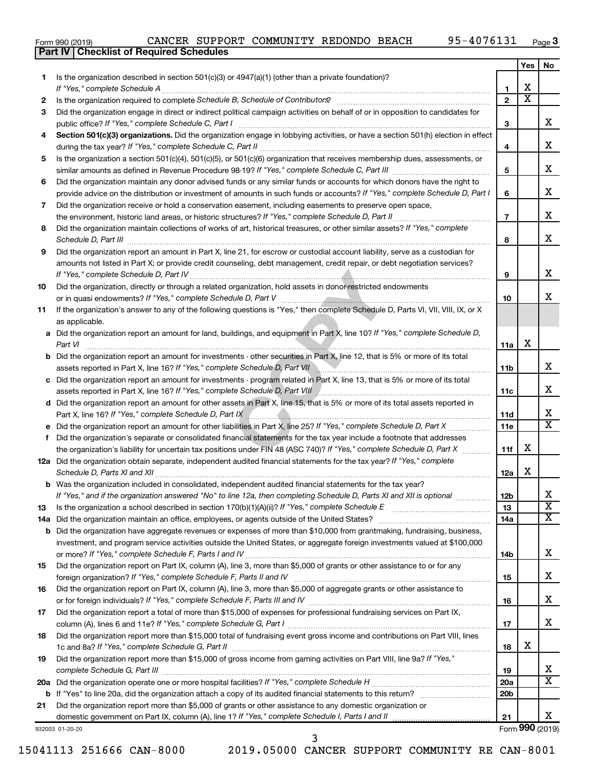Form 990 (2019) CANCER SUPPORT COMMUNITY REDONDO BEACH 95-4076131 Page 3

## Part IV | Checklist of Required Schedules

| | | | Yes | No |
|---|---|---|---|---|
| 1 | Is the organization described in section 501(c)(3) or 4947(a)(1) (other than a private foundation)? *If "Yes," complete Schedule A* | 1 | X | |
| 2 | Is the organization required to complete *Schedule B, Schedule of Contributors*? | 2 | X | |
| 3 | Did the organization engage in direct or indirect political campaign activities on behalf of or in opposition to candidates for public office? *If "Yes," complete Schedule C, Part I* | 3 | | X |
| 4 | **Section 501(c)(3) organizations.** Did the organization engage in lobbying activities, or have a section 501(h) election in effect during the tax year? *If "Yes," complete Schedule C, Part II* | 4 | | X |
| 5 | Is the organization a section 501(c)(4), 501(c)(5), or 501(c)(6) organization that receives membership dues, assessments, or similar amounts as defined in Revenue Procedure 98-19? *If "Yes," complete Schedule C, Part III* | 5 | | X |
| 6 | Did the organization maintain any donor advised funds or any similar funds or accounts for which donors have the right to provide advice on the distribution or investment of amounts in such funds or accounts? *If "Yes," complete Schedule D, Part I* | 6 | | X |
| 7 | Did the organization receive or hold a conservation easement, including easements to preserve open space, the environment, historic land areas, or historic structures? *If "Yes," complete Schedule D, Part II* | 7 | | X |
| 8 | Did the organization maintain collections of works of art, historical treasures, or other similar assets? *If "Yes," complete Schedule D, Part III* | 8 | | X |
| 9 | Did the organization report an amount in Part X, line 21, for escrow or custodial account liability, serve as a custodian for amounts not listed in Part X; or provide credit counseling, debt management, credit repair, or debt negotiation services? *If "Yes," complete Schedule D, Part IV* | 9 | | X |
| 10 | Did the organization, directly or through a related organization, hold assets in donor-restricted endowments or in quasi endowments? *If "Yes," complete Schedule D, Part V* | 10 | | X |
| 11 | If the organization's answer to any of the following questions is "Yes," then complete Schedule D, Parts VI, VII, VIII, IX, or X as applicable. | | | |
| a | Did the organization report an amount for land, buildings, and equipment in Part X, line 10? *If "Yes," complete Schedule D, Part VI* | 11a | X | |
| b | Did the organization report an amount for investments - other securities in Part X, line 12, that is 5% or more of its total assets reported in Part X, line 16? *If "Yes," complete Schedule D, Part VII* | 11b | | X |
| c | Did the organization report an amount for investments - program related in Part X, line 13, that is 5% or more of its total assets reported in Part X, line 16? *If "Yes," complete Schedule D, Part VIII* | 11c | | X |
| d | Did the organization report an amount for other assets in Part X, line 15, that is 5% or more of its total assets reported in Part X, line 16? *If "Yes," complete Schedule D, Part IX* | 11d | | X |
| e | Did the organization report an amount for other liabilities in Part X, line 25? *If "Yes," complete Schedule D, Part X* | 11e | | X |
| f | Did the organization's separate or consolidated financial statements for the tax year include a footnote that addresses the organization's liability for uncertain tax positions under FIN 48 (ASC 740)? *If "Yes," complete Schedule D, Part X* | 11f | X | |
| 12a | Did the organization obtain separate, independent audited financial statements for the tax year? *If "Yes," complete Schedule D, Parts XI and XII* | 12a | X | |
| b | Was the organization included in consolidated, independent audited financial statements for the tax year? *If "Yes," and if the organization answered "No" to line 12a, then completing Schedule D, Parts XI and XII is optional* | 12b | | X |
| 13 | Is the organization a school described in section 170(b)(1)(A)(ii)? *If "Yes," complete Schedule E* | 13 | | X |
| 14a | Did the organization maintain an office, employees, or agents outside of the United States? | 14a | | X |
| b | Did the organization have aggregate revenues or expenses of more than $10,000 from grantmaking, fundraising, business, investment, and program service activities outside the United States, or aggregate foreign investments valued at $100,000 or more? *If "Yes," complete Schedule F, Parts I and IV* | 14b | | X |
| 15 | Did the organization report on Part IX, column (A), line 3, more than $5,000 of grants or other assistance to or for any foreign organization? *If "Yes," complete Schedule F, Parts II and IV* | 15 | | X |
| 16 | Did the organization report on Part IX, column (A), line 3, more than $5,000 of aggregate grants or other assistance to or for foreign individuals? *If "Yes," complete Schedule F, Parts III and IV* | 16 | | X |
| 17 | Did the organization report a total of more than $15,000 of expenses for professional fundraising services on Part IX, column (A), lines 6 and 11e? *If "Yes," complete Schedule G, Part I* | 17 | | X |
| 18 | Did the organization report more than $15,000 total of fundraising event gross income and contributions on Part VIII, lines 1c and 8a? *If "Yes," complete Schedule G, Part II* | 18 | X | |
| 19 | Did the organization report more than $15,000 of gross income from gaming activities on Part VIII, line 9a? *If "Yes," complete Schedule G, Part III* | 19 | | X |
| 20a | Did the organization operate one or more hospital facilities? *If "Yes," complete Schedule H* | 20a | | X |
| b | If "Yes" to line 20a, did the organization attach a copy of its audited financial statements to this return? | 20b | | |
| 21 | Did the organization report more than $5,000 of grants or other assistance to any domestic organization or domestic government on Part IX, column (A), line 1? *If "Yes," complete Schedule I, Parts I and II* | 21 | | X |

932003 01-20-20 Form **990** (2019)

15041113 251666 CAN-8000 2019.05000 CANCER SUPPORT COMMUNITY RE CAN-8001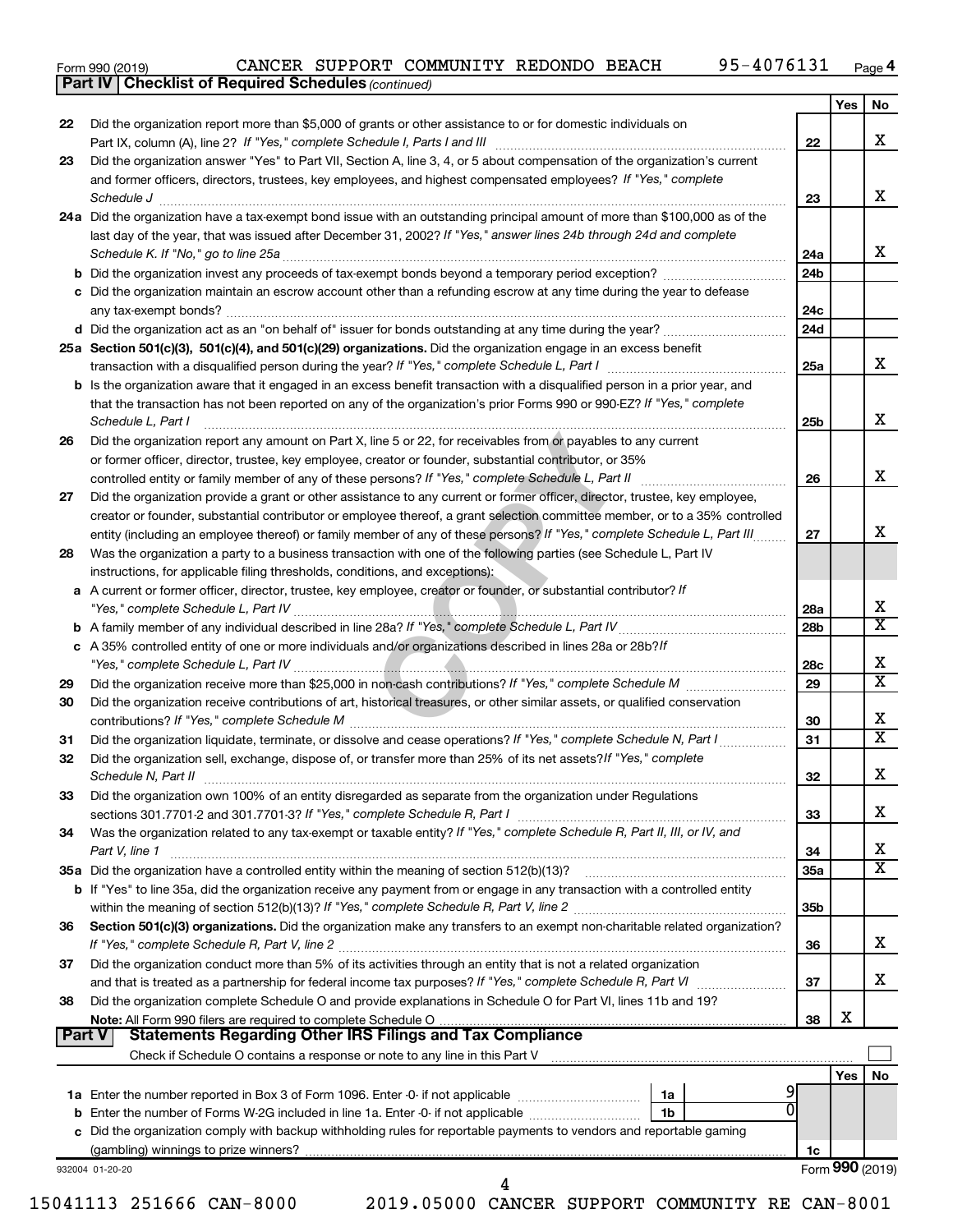Form 990 (2019) CANCER SUPPORT COMMUNITY REDONDO BEACH 95-4076131 Page 4

**Part IV | Checklist of Required Schedules** *(continued)*

| | | | Yes | No |
|---|---|---|---|---|
| 22 | Did the organization report more than $5,000 of grants or other assistance to or for domestic individuals on Part IX, column (A), line 2? *If "Yes," complete Schedule I, Parts I and III* | 22 | | X |
| 23 | Did the organization answer "Yes" to Part VII, Section A, line 3, 4, or 5 about compensation of the organization's current and former officers, directors, trustees, key employees, and highest compensated employees? *If "Yes," complete Schedule J* | 23 | | X |
| 24a | Did the organization have a tax-exempt bond issue with an outstanding principal amount of more than $100,000 as of the last day of the year, that was issued after December 31, 2002? *If "Yes," answer lines 24b through 24d and complete Schedule K. If "No," go to line 25a* | 24a | | X |
| b | Did the organization invest any proceeds of tax-exempt bonds beyond a temporary period exception? | 24b | | |
| c | Did the organization maintain an escrow account other than a refunding escrow at any time during the year to defease any tax-exempt bonds? | 24c | | |
| d | Did the organization act as an "on behalf of" issuer for bonds outstanding at any time during the year? | 24d | | |
| 25a | **Section 501(c)(3), 501(c)(4), and 501(c)(29) organizations.** Did the organization engage in an excess benefit transaction with a disqualified person during the year? *If "Yes," complete Schedule L, Part I* | 25a | | X |
| b | Is the organization aware that it engaged in an excess benefit transaction with a disqualified person in a prior year, and that the transaction has not been reported on any of the organization's prior Forms 990 or 990-EZ? *If "Yes," complete Schedule L, Part I* | 25b | | X |
| 26 | Did the organization report any amount on Part X, line 5 or 22, for receivables from or payables to any current or former officer, director, trustee, key employee, creator or founder, substantial contributor, or 35% controlled entity or family member of any of these persons? *If "Yes," complete Schedule L, Part II* | 26 | | X |
| 27 | Did the organization provide a grant or other assistance to any current or former officer, director, trustee, key employee, creator or founder, substantial contributor or employee thereof, a grant selection committee member, or to a 35% controlled entity (including an employee thereof) or family member of any of these persons? *If "Yes," complete Schedule L, Part III* | 27 | | X |
| 28 | Was the organization a party to a business transaction with one of the following parties (see Schedule L, Part IV instructions, for applicable filing thresholds, conditions, and exceptions): | | | |
| a | A current or former officer, director, trustee, key employee, creator or founder, or substantial contributor? *If "Yes," complete Schedule L, Part IV* | 28a | | X |
| b | A family member of any individual described in line 28a? *If "Yes," complete Schedule L, Part IV* | 28b | | X |
| c | A 35% controlled entity of one or more individuals and/or organizations described in lines 28a or 28b? *If "Yes," complete Schedule L, Part IV* | 28c | | X |
| 29 | Did the organization receive more than $25,000 in non-cash contributions? *If "Yes," complete Schedule M* | 29 | | X |
| 30 | Did the organization receive contributions of art, historical treasures, or other similar assets, or qualified conservation contributions? *If "Yes," complete Schedule M* | 30 | | X |
| 31 | Did the organization liquidate, terminate, or dissolve and cease operations? *If "Yes," complete Schedule N, Part I* | 31 | | X |
| 32 | Did the organization sell, exchange, dispose of, or transfer more than 25% of its net assets? *If "Yes," complete Schedule N, Part II* | 32 | | X |
| 33 | Did the organization own 100% of an entity disregarded as separate from the organization under Regulations sections 301.7701-2 and 301.7701-3? *If "Yes," complete Schedule R, Part I* | 33 | | X |
| 34 | Was the organization related to any tax-exempt or taxable entity? *If "Yes," complete Schedule R, Part II, III, or IV, and Part V, line 1* | 34 | | X |
| 35a | Did the organization have a controlled entity within the meaning of section 512(b)(13)? | 35a | | X |
| b | If "Yes" to line 35a, did the organization receive any payment from or engage in any transaction with a controlled entity within the meaning of section 512(b)(13)? *If "Yes," complete Schedule R, Part V, line 2* | 35b | | |
| 36 | **Section 501(c)(3) organizations.** Did the organization make any transfers to an exempt non-charitable related organization? *If "Yes," complete Schedule R, Part V, line 2* | 36 | | X |
| 37 | Did the organization conduct more than 5% of its activities through an entity that is not a related organization and that is treated as a partnership for federal income tax purposes? *If "Yes," complete Schedule R, Part VI* | 37 | | X |
| 38 | Did the organization complete Schedule O and provide explanations in Schedule O for Part VI, lines 11b and 19? **Note:** All Form 990 filers are required to complete Schedule O | 38 | X | |

**Part V | Statements Regarding Other IRS Filings and Tax Compliance**

Check if Schedule O contains a response or note to any line in this Part V ☐

| | | | | | Yes | No |
|---|---|---|---|---|---|---|
| 1a | Enter the number reported in Box 3 of Form 1096. Enter -0- if not applicable | 1a | 9 | | | |
| b | Enter the number of Forms W-2G included in line 1a. Enter -0- if not applicable | 1b | 0 | | | |
| c | Did the organization comply with backup withholding rules for reportable payments to vendors and reportable gaming (gambling) winnings to prize winners? | | | 1c | | |

932004 01-20-20 Form **990** (2019)

15041113 251666 CAN-8000 2019.05000 CANCER SUPPORT COMMUNITY RE CAN-8001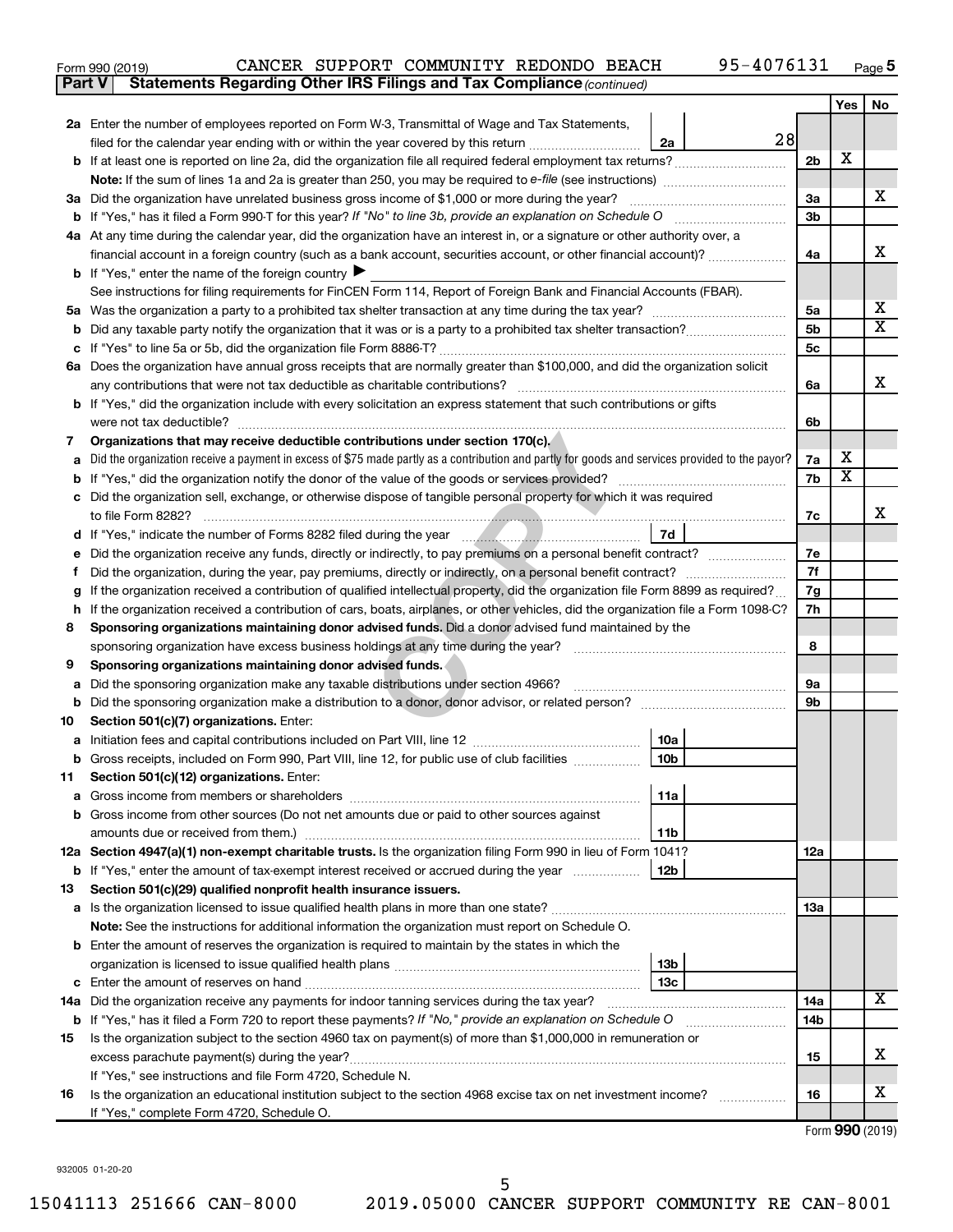Form 990 (2019) CANCER SUPPORT COMMUNITY REDONDO BEACH 95-4076131 Page 5

**Part V Statements Regarding Other IRS Filings and Tax Compliance** *(continued)*

| | | | | | Yes | No |
|---|---|---|---|---|---|---|
| **2a** | Enter the number of employees reported on Form W-3, Transmittal of Wage and Tax Statements, filed for the calendar year ending with or within the year covered by this return | 2a | 28 | | | |
| **b** | If at least one is reported on line 2a, did the organization file all required federal employment tax returns? | | | 2b | X | |
| | **Note:** If the sum of lines 1a and 2a is greater than 250, you may be required to *e-file* (see instructions) | | | | | |
| **3a** | Did the organization have unrelated business gross income of $1,000 or more during the year? | | | 3a | | X |
| **b** | If "Yes," has it filed a Form 990-T for this year? *If "No" to line 3b, provide an explanation on Schedule O* | | | 3b | | |
| **4a** | At any time during the calendar year, did the organization have an interest in, or a signature or other authority over, a financial account in a foreign country (such as a bank account, securities account, or other financial account)? | | | 4a | | X |
| **b** | If "Yes," enter the name of the foreign country ▶ | | | | | |
| | See instructions for filing requirements for FinCEN Form 114, Report of Foreign Bank and Financial Accounts (FBAR). | | | | | |
| **5a** | Was the organization a party to a prohibited tax shelter transaction at any time during the tax year? | | | 5a | | X |
| **b** | Did any taxable party notify the organization that it was or is a party to a prohibited tax shelter transaction? | | | 5b | | X |
| **c** | If "Yes" to line 5a or 5b, did the organization file Form 8886-T? | | | 5c | | |
| **6a** | Does the organization have annual gross receipts that are normally greater than $100,000, and did the organization solicit any contributions that were not tax deductible as charitable contributions? | | | 6a | | X |
| **b** | If "Yes," did the organization include with every solicitation an express statement that such contributions or gifts were not tax deductible? | | | 6b | | |
| **7** | **Organizations that may receive deductible contributions under section 170(c).** | | | | | |
| **a** | Did the organization receive a payment in excess of $75 made partly as a contribution and partly for goods and services provided to the payor? | | | 7a | X | |
| **b** | If "Yes," did the organization notify the donor of the value of the goods or services provided? | | | 7b | X | |
| **c** | Did the organization sell, exchange, or otherwise dispose of tangible personal property for which it was required to file Form 8282? | | | 7c | | X |
| **d** | If "Yes," indicate the number of Forms 8282 filed during the year | 7d | | | | |
| **e** | Did the organization receive any funds, directly or indirectly, to pay premiums on a personal benefit contract? | | | 7e | | |
| **f** | Did the organization, during the year, pay premiums, directly or indirectly, on a personal benefit contract? | | | 7f | | |
| **g** | If the organization received a contribution of qualified intellectual property, did the organization file Form 8899 as required? | | | 7g | | |
| **h** | If the organization received a contribution of cars, boats, airplanes, or other vehicles, did the organization file a Form 1098-C? | | | 7h | | |
| **8** | **Sponsoring organizations maintaining donor advised funds.** Did a donor advised fund maintained by the sponsoring organization have excess business holdings at any time during the year? | | | 8 | | |
| **9** | **Sponsoring organizations maintaining donor advised funds.** | | | | | |
| **a** | Did the sponsoring organization make any taxable distributions under section 4966? | | | 9a | | |
| **b** | Did the sponsoring organization make a distribution to a donor, donor advisor, or related person? | | | 9b | | |
| **10** | **Section 501(c)(7) organizations.** Enter: | | | | | |
| **a** | Initiation fees and capital contributions included on Part VIII, line 12 | 10a | | | | |
| **b** | Gross receipts, included on Form 990, Part VIII, line 12, for public use of club facilities | 10b | | | | |
| **11** | **Section 501(c)(12) organizations.** Enter: | | | | | |
| **a** | Gross income from members or shareholders | 11a | | | | |
| **b** | Gross income from other sources (Do not net amounts due or paid to other sources against amounts due or received from them.) | 11b | | | | |
| **12a** | **Section 4947(a)(1) non-exempt charitable trusts.** Is the organization filing Form 990 in lieu of Form 1041? | | | 12a | | |
| **b** | If "Yes," enter the amount of tax-exempt interest received or accrued during the year | 12b | | | | |
| **13** | **Section 501(c)(29) qualified nonprofit health insurance issuers.** | | | | | |
| **a** | Is the organization licensed to issue qualified health plans in more than one state? | | | 13a | | |
| | **Note:** See the instructions for additional information the organization must report on Schedule O. | | | | | |
| **b** | Enter the amount of reserves the organization is required to maintain by the states in which the organization is licensed to issue qualified health plans | 13b | | | | |
| **c** | Enter the amount of reserves on hand | 13c | | | | |
| **14a** | Did the organization receive any payments for indoor tanning services during the tax year? | | | 14a | | X |
| **b** | If "Yes," has it filed a Form 720 to report these payments? *If "No," provide an explanation on Schedule O* | | | 14b | | |
| **15** | Is the organization subject to the section 4960 tax on payment(s) of more than $1,000,000 in remuneration or excess parachute payment(s) during the year? | | | 15 | | X |
| | If "Yes," see instructions and file Form 4720, Schedule N. | | | | | |
| **16** | Is the organization an educational institution subject to the section 4968 excise tax on net investment income? | | | 16 | | X |
| | If "Yes," complete Form 4720, Schedule O. | | | | | |

Form **990** (2019)

932005 01-20-20

15041113 251666 CAN-8000 2019.05000 CANCER SUPPORT COMMUNITY RE CAN-8001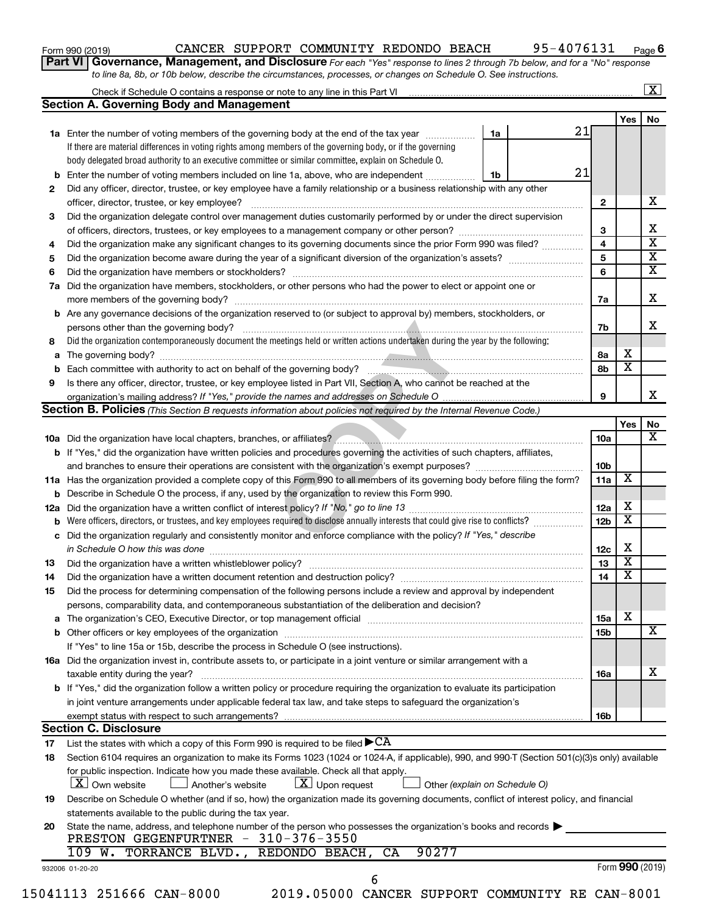Form 990 (2019) CANCER SUPPORT COMMUNITY REDONDO BEACH 95-4076131

**Part VI Governance, Management, and Disclosure** *For each "Yes" response to lines 2 through 7b below, and for a "No" response to line 8a, 8b, or 10b below, describe the circumstances, processes, or changes on Schedule O. See instructions.*

Check if Schedule O contains a response or note to any line in this Part VI [X]

## Section A. Governing Body and Management

| | | | | Yes | No |
|---|---|---|---|---|---|
| 1a | Enter the number of voting members of the governing body at the end of the tax year | 1a | 21 | | |
| | If there are material differences in voting rights among members of the governing body, or if the governing body delegated broad authority to an executive committee or similar committee, explain on Schedule O. | | | | |
| b | Enter the number of voting members included on line 1a, above, who are independent | 1b | 21 | | |
| 2 | Did any officer, director, trustee, or key employee have a family relationship or a business relationship with any other officer, director, trustee, or key employee? | 2 | | | X |
| 3 | Did the organization delegate control over management duties customarily performed by or under the direct supervision of officers, directors, trustees, or key employees to a management company or other person? | 3 | | | X |
| 4 | Did the organization make any significant changes to its governing documents since the prior Form 990 was filed? | 4 | | | X |
| 5 | Did the organization become aware during the year of a significant diversion of the organization's assets? | 5 | | | X |
| 6 | Did the organization have members or stockholders? | 6 | | | X |
| 7a | Did the organization have members, stockholders, or other persons who had the power to elect or appoint one or more members of the governing body? | 7a | | | X |
| b | Are any governance decisions of the organization reserved to (or subject to approval by) members, stockholders, or persons other than the governing body? | 7b | | | X |
| 8 | Did the organization contemporaneously document the meetings held or written actions undertaken during the year by the following: | | | | |
| a | The governing body? | 8a | | X | |
| b | Each committee with authority to act on behalf of the governing body? | 8b | | X | |
| 9 | Is there any officer, director, trustee, or key employee listed in Part VII, Section A, who cannot be reached at the organization's mailing address? *If "Yes," provide the names and addresses on Schedule O* | 9 | | | X |

## Section B. Policies *(This Section B requests information about policies not required by the Internal Revenue Code.)*

| | | | Yes | No |
|---|---|---|---|---|
| 10a | Did the organization have local chapters, branches, or affiliates? | 10a | | X |
| b | If "Yes," did the organization have written policies and procedures governing the activities of such chapters, affiliates, and branches to ensure their operations are consistent with the organization's exempt purposes? | 10b | | |
| 11a | Has the organization provided a complete copy of this Form 990 to all members of its governing body before filing the form? | 11a | X | |
| b | Describe in Schedule O the process, if any, used by the organization to review this Form 990. | | | |
| 12a | Did the organization have a written conflict of interest policy? *If "No," go to line 13* | 12a | X | |
| b | Were officers, directors, or trustees, and key employees required to disclose annually interests that could give rise to conflicts? | 12b | X | |
| c | Did the organization regularly and consistently monitor and enforce compliance with the policy? *If "Yes," describe in Schedule O how this was done* | 12c | X | |
| 13 | Did the organization have a written whistleblower policy? | 13 | X | |
| 14 | Did the organization have a written document retention and destruction policy? | 14 | X | |
| 15 | Did the process for determining compensation of the following persons include a review and approval by independent persons, comparability data, and contemporaneous substantiation of the deliberation and decision? | | | |
| a | The organization's CEO, Executive Director, or top management official | 15a | X | |
| b | Other officers or key employees of the organization | 15b | | X |
| | If "Yes" to line 15a or 15b, describe the process in Schedule O (see instructions). | | | |
| 16a | Did the organization invest in, contribute assets to, or participate in a joint venture or similar arrangement with a taxable entity during the year? | 16a | | X |
| b | If "Yes," did the organization follow a written policy or procedure requiring the organization to evaluate its participation in joint venture arrangements under applicable federal tax law, and take steps to safeguard the organization's exempt status with respect to such arrangements? | 16b | | |

## Section C. Disclosure

17 List the states with which a copy of this Form 990 is required to be filed ▶ CA

18 Section 6104 requires an organization to make its Forms 1023 (1024 or 1024-A, if applicable), 990, and 990-T (Section 501(c)(3)s only) available for public inspection. Indicate how you made these available. Check all that apply.

[X] Own website [ ] Another's website [X] Upon request [ ] Other *(explain on Schedule O)*

19 Describe on Schedule O whether (and if so, how) the organization made its governing documents, conflict of interest policy, and financial statements available to the public during the tax year.

20 State the name, address, and telephone number of the person who possesses the organization's books and records ▶

PRESTON GEGENFURTNER - 310-376-3550
109 W. TORRANCE BLVD., REDONDO BEACH, CA 90277

932006 01-20-20 Form **990** (2019)

15041113 251666 CAN-8000 2019.05000 CANCER SUPPORT COMMUNITY RE CAN-8001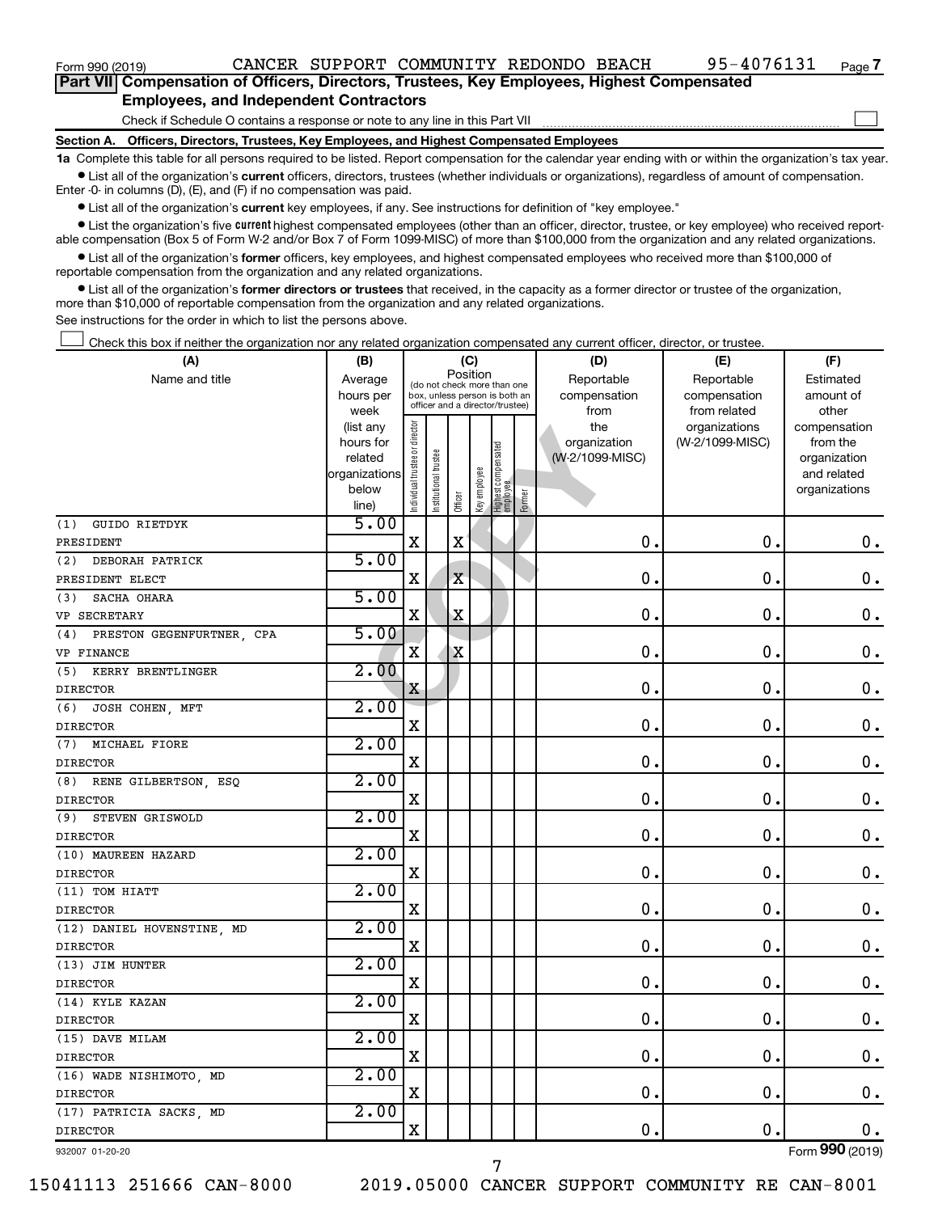Form 990 (2019) CANCER SUPPORT COMMUNITY REDONDO BEACH 95-4076131 Page 7

**Part VII Compensation of Officers, Directors, Trustees, Key Employees, Highest Compensated Employees, and Independent Contractors**

Check if Schedule O contains a response or note to any line in this Part VII ☐

**Section A. Officers, Directors, Trustees, Key Employees, and Highest Compensated Employees**

**1a** Complete this table for all persons required to be listed. Report compensation for the calendar year ending with or within the organization's tax year.

- List all of the organization's **current** officers, directors, trustees (whether individuals or organizations), regardless of amount of compensation. Enter -0- in columns (D), (E), and (F) if no compensation was paid.
- List all of the organization's **current** key employees, if any. See instructions for definition of "key employee."
- List the organization's five **current** highest compensated employees (other than an officer, director, trustee, or key employee) who received reportable compensation (Box 5 of Form W-2 and/or Box 7 of Form 1099-MISC) of more than $100,000 from the organization and any related organizations.
- List all of the organization's **former** officers, key employees, and highest compensated employees who received more than $100,000 of reportable compensation from the organization and any related organizations.
- List all of the organization's **former directors or trustees** that received, in the capacity as a former director or trustee of the organization, more than $10,000 of reportable compensation from the organization and any related organizations.

See instructions for the order in which to list the persons above.

☐ Check this box if neither the organization nor any related organization compensated any current officer, director, or trustee.

| (A) Name and title | (B) Average hours per week (list any hours for related organizations below line) | (C) Individual trustee or director | Institutional trustee | Officer | Key employee | Highest compensated employee | Former | (D) Reportable compensation from the organization (W-2/1099-MISC) | (E) Reportable compensation from related organizations (W-2/1099-MISC) | (F) Estimated amount of other compensation from the organization and related organizations |
|---|---|---|---|---|---|---|---|---|---|---|
| (1) GUIDO RIETDYK<br>PRESIDENT | 5.00 | X | | X | | | | 0. | 0. | 0. |
| (2) DEBORAH PATRICK<br>PRESIDENT ELECT | 5.00 | X | | X | | | | 0. | 0. | 0. |
| (3) SACHA OHARA<br>VP SECRETARY | 5.00 | X | | X | | | | 0. | 0. | 0. |
| (4) PRESTON GEGENFURTNER, CPA<br>VP FINANCE | 5.00 | X | | X | | | | 0. | 0. | 0. |
| (5) KERRY BRENTLINGER<br>DIRECTOR | 2.00 | X | | | | | | 0. | 0. | 0. |
| (6) JOSH COHEN, MFT<br>DIRECTOR | 2.00 | X | | | | | | 0. | 0. | 0. |
| (7) MICHAEL FIORE<br>DIRECTOR | 2.00 | X | | | | | | 0. | 0. | 0. |
| (8) RENE GILBERTSON, ESQ<br>DIRECTOR | 2.00 | X | | | | | | 0. | 0. | 0. |
| (9) STEVEN GRISWOLD<br>DIRECTOR | 2.00 | X | | | | | | 0. | 0. | 0. |
| (10) MAUREEN HAZARD<br>DIRECTOR | 2.00 | X | | | | | | 0. | 0. | 0. |
| (11) TOM HIATT<br>DIRECTOR | 2.00 | X | | | | | | 0. | 0. | 0. |
| (12) DANIEL HOVENSTINE, MD<br>DIRECTOR | 2.00 | X | | | | | | 0. | 0. | 0. |
| (13) JIM HUNTER<br>DIRECTOR | 2.00 | X | | | | | | 0. | 0. | 0. |
| (14) KYLE KAZAN<br>DIRECTOR | 2.00 | X | | | | | | 0. | 0. | 0. |
| (15) DAVE MILAM<br>DIRECTOR | 2.00 | X | | | | | | 0. | 0. | 0. |
| (16) WADE NISHIMOTO, MD<br>DIRECTOR | 2.00 | X | | | | | | 0. | 0. | 0. |
| (17) PATRICIA SACKS, MD<br>DIRECTOR | 2.00 | X | | | | | | 0. | 0. | 0. |

932007 01-20-20 Form 990 (2019)

15041113 251666 CAN-8000 2019.05000 CANCER SUPPORT COMMUNITY RE CAN-8001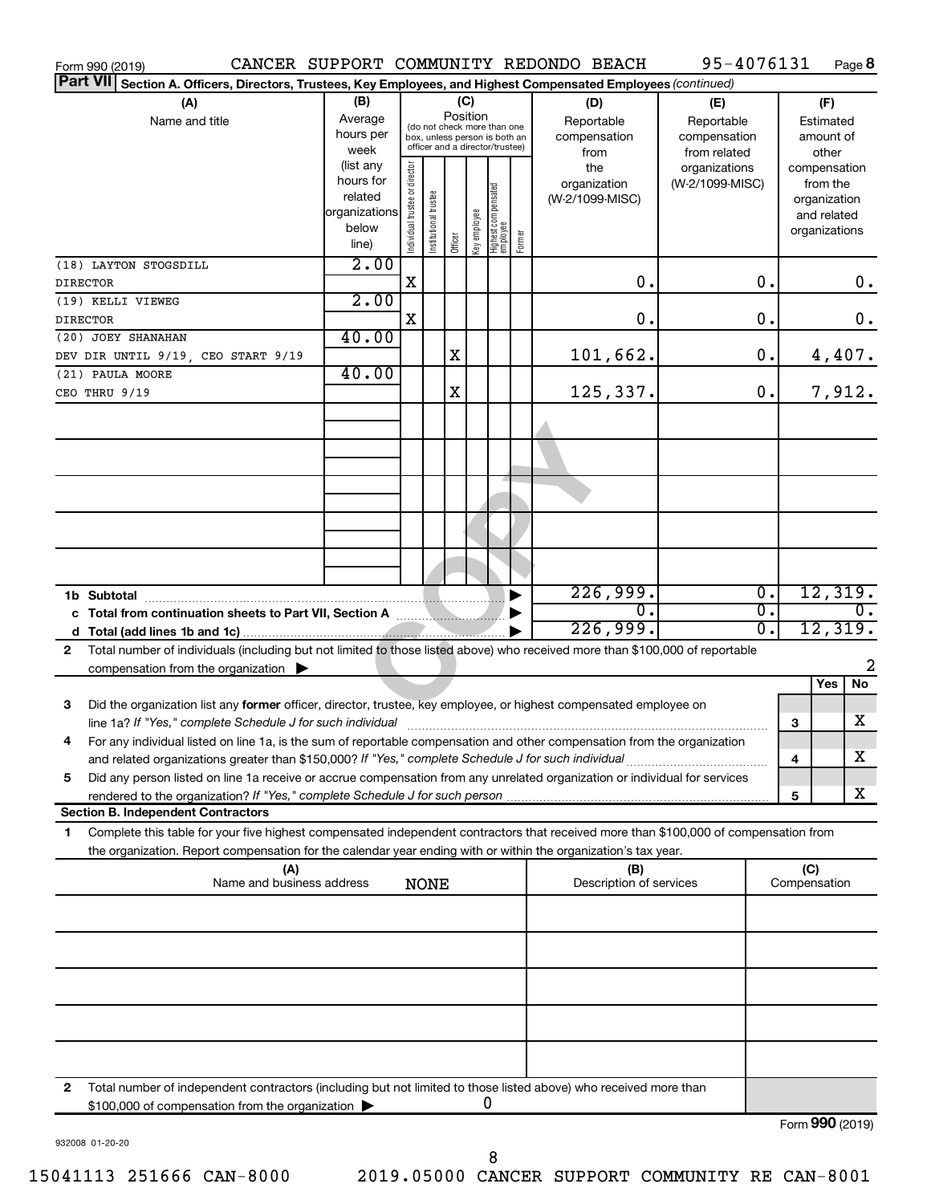Form 990 (2019) CANCER SUPPORT COMMUNITY REDONDO BEACH 95-4076131 Page 8

**Part VII Section A. Officers, Directors, Trustees, Key Employees, and Highest Compensated Employees** *(continued)*

| (A) Name and title | (B) Average hours per week (list any hours for related organizations below line) | (C) Position: Individual trustee or director | Institutional trustee | Officer | Key employee | Highest compensated employee | Former | (D) Reportable compensation from the organization (W-2/1099-MISC) | (E) Reportable compensation from related organizations (W-2/1099-MISC) | (F) Estimated amount of other compensation from the organization and related organizations |
|---|---|---|---|---|---|---|---|---|---|---|
| (18) LAYTON STOGSDILL<br>DIRECTOR | 2.00 | X | | | | | | 0. | 0. | 0. |
| (19) KELLI VIEWEG<br>DIRECTOR | 2.00 | X | | | | | | 0. | 0. | 0. |
| (20) JOEY SHANAHAN<br>DEV DIR UNTIL 9/19, CEO START 9/19 | 40.00 | | | X | | | | 101,662. | 0. | 4,407. |
| (21) PAULA MOORE<br>CEO THRU 9/19 | 40.00 | | | X | | | | 125,337. | 0. | 7,912. |
| 1b Subtotal | | | | | | | | 226,999. | 0. | 12,319. |
| c Total from continuation sheets to Part VII, Section A | | | | | | | | 0. | 0. | 0. |
| d Total (add lines 1b and 1c) | | | | | | | | 226,999. | 0. | 12,319. |

2 Total number of individuals (including but not limited to those listed above) who received more than $100,000 of reportable compensation from the organization ▶ 2

| | | Yes | No |
|---|---|---|---|
| 3 Did the organization list any **former** officer, director, trustee, key employee, or highest compensated employee on line 1a? *If "Yes," complete Schedule J for such individual* | 3 | | X |
| 4 For any individual listed on line 1a, is the sum of reportable compensation and other compensation from the organization and related organizations greater than $150,000? *If "Yes," complete Schedule J for such individual* | 4 | | X |
| 5 Did any person listed on line 1a receive or accrue compensation from any unrelated organization or individual for services rendered to the organization? *If "Yes," complete Schedule J for such person* | 5 | | X |

**Section B. Independent Contractors**

1 Complete this table for your five highest compensated independent contractors that received more than $100,000 of compensation from the organization. Report compensation for the calendar year ending with or within the organization's tax year.

| (A) Name and business address | (B) Description of services | (C) Compensation |
|---|---|---|
| NONE | | |
| | | |
| | | |
| | | |
| | | |

2 Total number of independent contractors (including but not limited to those listed above) who received more than $100,000 of compensation from the organization ▶ 0

Form **990** (2019)

932008 01-20-20

15041113 251666 CAN-8000 2019.05000 CANCER SUPPORT COMMUNITY RE CAN-8001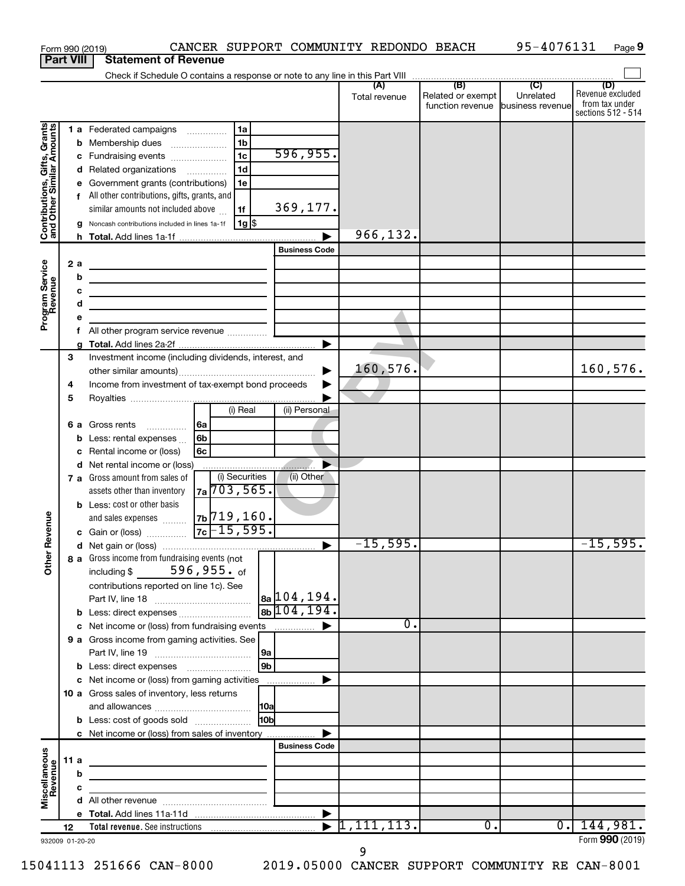Form 990 (2019) CANCER SUPPORT COMMUNITY REDONDO BEACH 95-4076131 Page 9

**Part VIII Statement of Revenue**

Check if Schedule O contains a response or note to any line in this Part VIII

| | | | (A) Total revenue | (B) Related or exempt function revenue | (C) Unrelated business revenue | (D) Revenue excluded from tax under sections 512 - 514 |
|---|---|---|---|---|---|---|
| **Contributions, Gifts, Grants and Other Similar Amounts** | 1a Federated campaigns | 1a | | | | |
| | b Membership dues | 1b | | | | |
| | c Fundraising events | 1c 596,955. | | | | |
| | d Related organizations | 1d | | | | |
| | e Government grants (contributions) | 1e | | | | |
| | f All other contributions, gifts, grants, and similar amounts not included above | 1f 369,177. | | | | |
| | g Noncash contributions included in lines 1a-1f | 1g $ | | | | |
| | h Total. Add lines 1a-1f | | 966,132. | | | |
| **Program Service Revenue** | | Business Code | | | | |
| | 2a | | | | | |
| | b | | | | | |
| | c | | | | | |
| | d | | | | | |
| | e | | | | | |
| | f All other program service revenue | | | | | |
| | g Total. Add lines 2a-2f | | | | | |
| **Other Revenue** | 3 Investment income (including dividends, interest, and other similar amounts) | | 160,576. | | | 160,576. |
| | 4 Income from investment of tax-exempt bond proceeds | | | | | |
| | 5 Royalties | | | | | |
| | | (i) Real / (ii) Personal | | | | |
| | 6a Gross rents | 6a | | | | |
| | b Less: rental expenses | 6b | | | | |
| | c Rental income or (loss) | 6c | | | | |
| | d Net rental income or (loss) | | | | | |
| | | (i) Securities / (ii) Other | | | | |
| | 7a Gross amount from sales of assets other than inventory | 7a 703,565. | | | | |
| | b Less: cost or other basis and sales expenses | 7b 719,160. | | | | |
| | c Gain or (loss) | 7c -15,595. | | | | |
| | d Net gain or (loss) | | -15,595. | | | -15,595. |
| | 8a Gross income from fundraising events (not including $ 596,955. of contributions reported on line 1c). See Part IV, line 18 | 8a 104,194. | | | | |
| | b Less: direct expenses | 8b 104,194. | | | | |
| | c Net income or (loss) from fundraising events | | 0. | | | |
| | 9a Gross income from gaming activities. See Part IV, line 19 | 9a | | | | |
| | b Less: direct expenses | 9b | | | | |
| | c Net income or (loss) from gaming activities | | | | | |
| | 10a Gross sales of inventory, less returns and allowances | 10a | | | | |
| | b Less: cost of goods sold | 10b | | | | |
| | c Net income or (loss) from sales of inventory | | | | | |
| **Miscellaneous Revenue** | | Business Code | | | | |
| | 11a | | | | | |
| | b | | | | | |
| | c | | | | | |
| | d All other revenue | | | | | |
| | e Total. Add lines 11a-11d | | | | | |
| | 12 Total revenue. See instructions | | 1,111,113. | 0. | 0. | 144,981. |

932009 01-20-20 Form **990** (2019)

15041113 251666 CAN-8000 2019.05000 CANCER SUPPORT COMMUNITY RE CAN-8001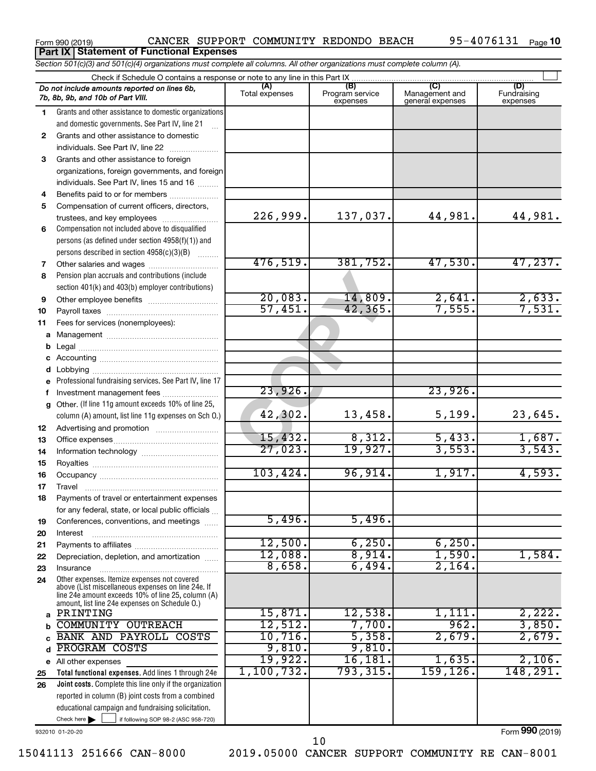Form 990 (2019) CANCER SUPPORT COMMUNITY REDONDO BEACH 95-4076131

## Part IX Statement of Functional Expenses

*Section 501(c)(3) and 501(c)(4) organizations must complete all columns. All other organizations must complete column (A).*

Check if Schedule O contains a response or note to any line in this Part IX

| | *Do not include amounts reported on lines 6b, 7b, 8b, 9b, and 10b of Part VIII.* | (A) Total expenses | (B) Program service expenses | (C) Management and general expenses | (D) Fundraising expenses |
|---|---|---|---|---|---|
| 1 | Grants and other assistance to domestic organizations and domestic governments. See Part IV, line 21 | | | | |
| 2 | Grants and other assistance to domestic individuals. See Part IV, line 22 | | | | |
| 3 | Grants and other assistance to foreign organizations, foreign governments, and foreign individuals. See Part IV, lines 15 and 16 | | | | |
| 4 | Benefits paid to or for members | | | | |
| 5 | Compensation of current officers, directors, trustees, and key employees | 226,999. | 137,037. | 44,981. | 44,981. |
| 6 | Compensation not included above to disqualified persons (as defined under section 4958(f)(1)) and persons described in section 4958(c)(3)(B) | | | | |
| 7 | Other salaries and wages | 476,519. | 381,752. | 47,530. | 47,237. |
| 8 | Pension plan accruals and contributions (include section 401(k) and 403(b) employer contributions) | | | | |
| 9 | Other employee benefits | 20,083. | 14,809. | 2,641. | 2,633. |
| 10 | Payroll taxes | 57,451. | 42,365. | 7,555. | 7,531. |
| 11 | Fees for services (nonemployees): | | | | |
| a | Management | | | | |
| b | Legal | | | | |
| c | Accounting | | | | |
| d | Lobbying | | | | |
| e | Professional fundraising services. See Part IV, line 17 | | | | |
| f | Investment management fees | 23,926. | | 23,926. | |
| g | Other. (If line 11g amount exceeds 10% of line 25, column (A) amount, list line 11g expenses on Sch O.) | 42,302. | 13,458. | 5,199. | 23,645. |
| 12 | Advertising and promotion | | | | |
| 13 | Office expenses | 15,432. | 8,312. | 5,433. | 1,687. |
| 14 | Information technology | 27,023. | 19,927. | 3,553. | 3,543. |
| 15 | Royalties | | | | |
| 16 | Occupancy | 103,424. | 96,914. | 1,917. | 4,593. |
| 17 | Travel | | | | |
| 18 | Payments of travel or entertainment expenses for any federal, state, or local public officials | | | | |
| 19 | Conferences, conventions, and meetings | 5,496. | 5,496. | | |
| 20 | Interest | | | | |
| 21 | Payments to affiliates | 12,500. | 6,250. | 6,250. | |
| 22 | Depreciation, depletion, and amortization | 12,088. | 8,914. | 1,590. | 1,584. |
| 23 | Insurance | 8,658. | 6,494. | 2,164. | |
| 24 | Other expenses. Itemize expenses not covered above (List miscellaneous expenses on line 24e. If line 24e amount exceeds 10% of line 25, column (A) amount, list line 24e expenses on Schedule O.) | | | | |
| a | PRINTING | 15,871. | 12,538. | 1,111. | 2,222. |
| b | COMMUNITY OUTREACH | 12,512. | 7,700. | 962. | 3,850. |
| c | BANK AND PAYROLL COSTS | 10,716. | 5,358. | 2,679. | 2,679. |
| d | PROGRAM COSTS | 9,810. | 9,810. | | |
| e | All other expenses | 19,922. | 16,181. | 1,635. | 2,106. |
| 25 | **Total functional expenses.** Add lines 1 through 24e | 1,100,732. | 793,315. | 159,126. | 148,291. |
| 26 | **Joint costs.** Complete this line only if the organization reported in column (B) joint costs from a combined educational campaign and fundraising solicitation. Check here ☐ if following SOP 98-2 (ASC 958-720) | | | | |

932010 01-20-20 Form **990** (2019)

15041113 251666 CAN-8000 2019.05000 CANCER SUPPORT COMMUNITY RE CAN-8001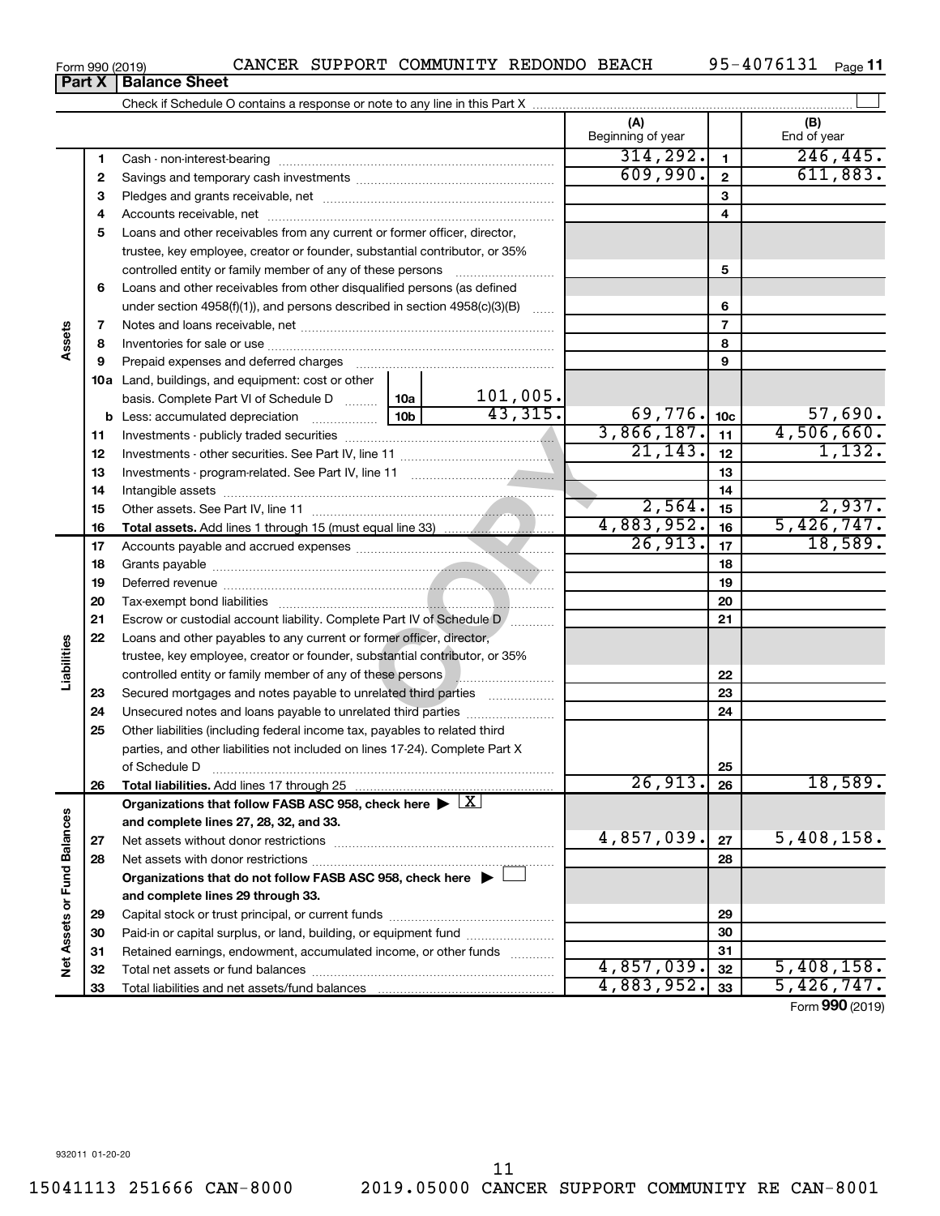Form 990 (2019) CANCER SUPPORT COMMUNITY REDONDO BEACH 95-4076131

**Part X | Balance Sheet**

Check if Schedule O contains a response or note to any line in this Part X ☐

| | | | (A) Beginning of year | | (B) End of year |
|---|---|---|---|---|---|
| **Assets** | 1 | Cash - non-interest-bearing | 314,292. | 1 | 246,445. |
| | 2 | Savings and temporary cash investments | 609,990. | 2 | 611,883. |
| | 3 | Pledges and grants receivable, net | | 3 | |
| | 4 | Accounts receivable, net | | 4 | |
| | 5 | Loans and other receivables from any current or former officer, director, trustee, key employee, creator or founder, substantial contributor, or 35% controlled entity or family member of any of these persons | | 5 | |
| | 6 | Loans and other receivables from other disqualified persons (as defined under section 4958(f)(1)), and persons described in section 4958(c)(3)(B) | | 6 | |
| | 7 | Notes and loans receivable, net | | 7 | |
| | 8 | Inventories for sale or use | | 8 | |
| | 9 | Prepaid expenses and deferred charges | | 9 | |
| | 10a | Land, buildings, and equipment: cost or other basis. Complete Part VI of Schedule D — 10a: 101,005. | | | |
| | b | Less: accumulated depreciation — 10b: 43,315. | 69,776. | 10c | 57,690. |
| | 11 | Investments - publicly traded securities | 3,866,187. | 11 | 4,506,660. |
| | 12 | Investments - other securities. See Part IV, line 11 | 21,143. | 12 | 1,132. |
| | 13 | Investments - program-related. See Part IV, line 11 | | 13 | |
| | 14 | Intangible assets | | 14 | |
| | 15 | Other assets. See Part IV, line 11 | 2,564. | 15 | 2,937. |
| | 16 | **Total assets.** Add lines 1 through 15 (must equal line 33) | 4,883,952. | 16 | 5,426,747. |
| **Liabilities** | 17 | Accounts payable and accrued expenses | 26,913. | 17 | 18,589. |
| | 18 | Grants payable | | 18 | |
| | 19 | Deferred revenue | | 19 | |
| | 20 | Tax-exempt bond liabilities | | 20 | |
| | 21 | Escrow or custodial account liability. Complete Part IV of Schedule D | | 21 | |
| | 22 | Loans and other payables to any current or former officer, director, trustee, key employee, creator or founder, substantial contributor, or 35% controlled entity or family member of any of these persons | | 22 | |
| | 23 | Secured mortgages and notes payable to unrelated third parties | | 23 | |
| | 24 | Unsecured notes and loans payable to unrelated third parties | | 24 | |
| | 25 | Other liabilities (including federal income tax, payables to related third parties, and other liabilities not included on lines 17-24). Complete Part X of Schedule D | | 25 | |
| | 26 | **Total liabilities.** Add lines 17 through 25 | 26,913. | 26 | 18,589. |
| **Net Assets or Fund Balances** | | **Organizations that follow FASB ASC 958, check here ▶ [X] and complete lines 27, 28, 32, and 33.** | | | |
| | 27 | Net assets without donor restrictions | 4,857,039. | 27 | 5,408,158. |
| | 28 | Net assets with donor restrictions | | 28 | |
| | | **Organizations that do not follow FASB ASC 958, check here ▶ ☐ and complete lines 29 through 33.** | | | |
| | 29 | Capital stock or trust principal, or current funds | | 29 | |
| | 30 | Paid-in or capital surplus, or land, building, or equipment fund | | 30 | |
| | 31 | Retained earnings, endowment, accumulated income, or other funds | | 31 | |
| | 32 | Total net assets or fund balances | 4,857,039. | 32 | 5,408,158. |
| | 33 | Total liabilities and net assets/fund balances | 4,883,952. | 33 | 5,426,747. |

Form **990** (2019)

932011 01-20-20

15041113 251666 CAN-8000 2019.05000 CANCER SUPPORT COMMUNITY RE CAN-8001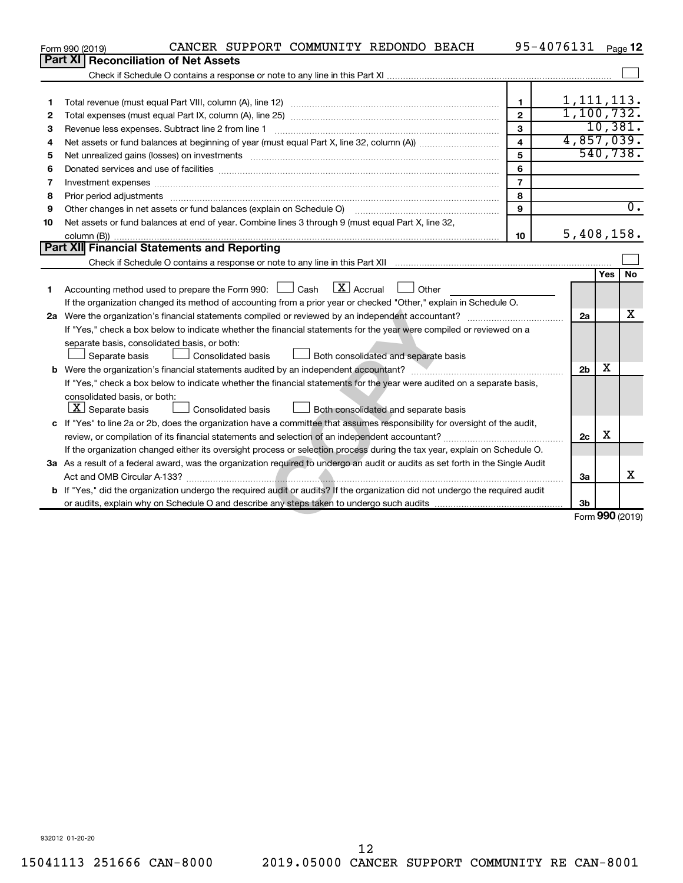Form 990 (2019) CANCER SUPPORT COMMUNITY REDONDO BEACH 95-4076131 Page 12

## Part XI Reconciliation of Net Assets

Check if Schedule O contains a response or note to any line in this Part XI ☐

| | | | |
|---|---|---|---|
| 1 | Total revenue (must equal Part VIII, column (A), line 12) | 1 | 1,111,113. |
| 2 | Total expenses (must equal Part IX, column (A), line 25) | 2 | 1,100,732. |
| 3 | Revenue less expenses. Subtract line 2 from line 1 | 3 | 10,381. |
| 4 | Net assets or fund balances at beginning of year (must equal Part X, line 32, column (A)) | 4 | 4,857,039. |
| 5 | Net unrealized gains (losses) on investments | 5 | 540,738. |
| 6 | Donated services and use of facilities | 6 | |
| 7 | Investment expenses | 7 | |
| 8 | Prior period adjustments | 8 | |
| 9 | Other changes in net assets or fund balances (explain on Schedule O) | 9 | 0. |
| 10 | Net assets or fund balances at end of year. Combine lines 3 through 9 (must equal Part X, line 32, column (B)) | 10 | 5,408,158. |

## Part XII Financial Statements and Reporting

Check if Schedule O contains a response or note to any line in this Part XII ☐

| | | | Yes | No |
|---|---|---|---|---|
| 1 | Accounting method used to prepare the Form 990: ☐ Cash ☒ Accrual ☐ Other ____ <br> If the organization changed its method of accounting from a prior year or checked "Other," explain in Schedule O. | | | |
| 2a | Were the organization's financial statements compiled or reviewed by an independent accountant? <br> If "Yes," check a box below to indicate whether the financial statements for the year were compiled or reviewed on a separate basis, consolidated basis, or both: <br> ☐ Separate basis ☐ Consolidated basis ☐ Both consolidated and separate basis | 2a | | X |
| b | Were the organization's financial statements audited by an independent accountant? <br> If "Yes," check a box below to indicate whether the financial statements for the year were audited on a separate basis, consolidated basis, or both: <br> ☒ Separate basis ☐ Consolidated basis ☐ Both consolidated and separate basis | 2b | X | |
| c | If "Yes" to line 2a or 2b, does the organization have a committee that assumes responsibility for oversight of the audit, review, or compilation of its financial statements and selection of an independent accountant? <br> If the organization changed either its oversight process or selection process during the tax year, explain on Schedule O. | 2c | X | |
| 3a | As a result of a federal award, was the organization required to undergo an audit or audits as set forth in the Single Audit Act and OMB Circular A-133? | 3a | | X |
| b | If "Yes," did the organization undergo the required audit or audits? If the organization did not undergo the required audit or audits, explain why on Schedule O and describe any steps taken to undergo such audits | 3b | | |

Form 990 (2019)

932012 01-20-20

15041113 251666 CAN-8000 2019.05000 CANCER SUPPORT COMMUNITY RE CAN-8001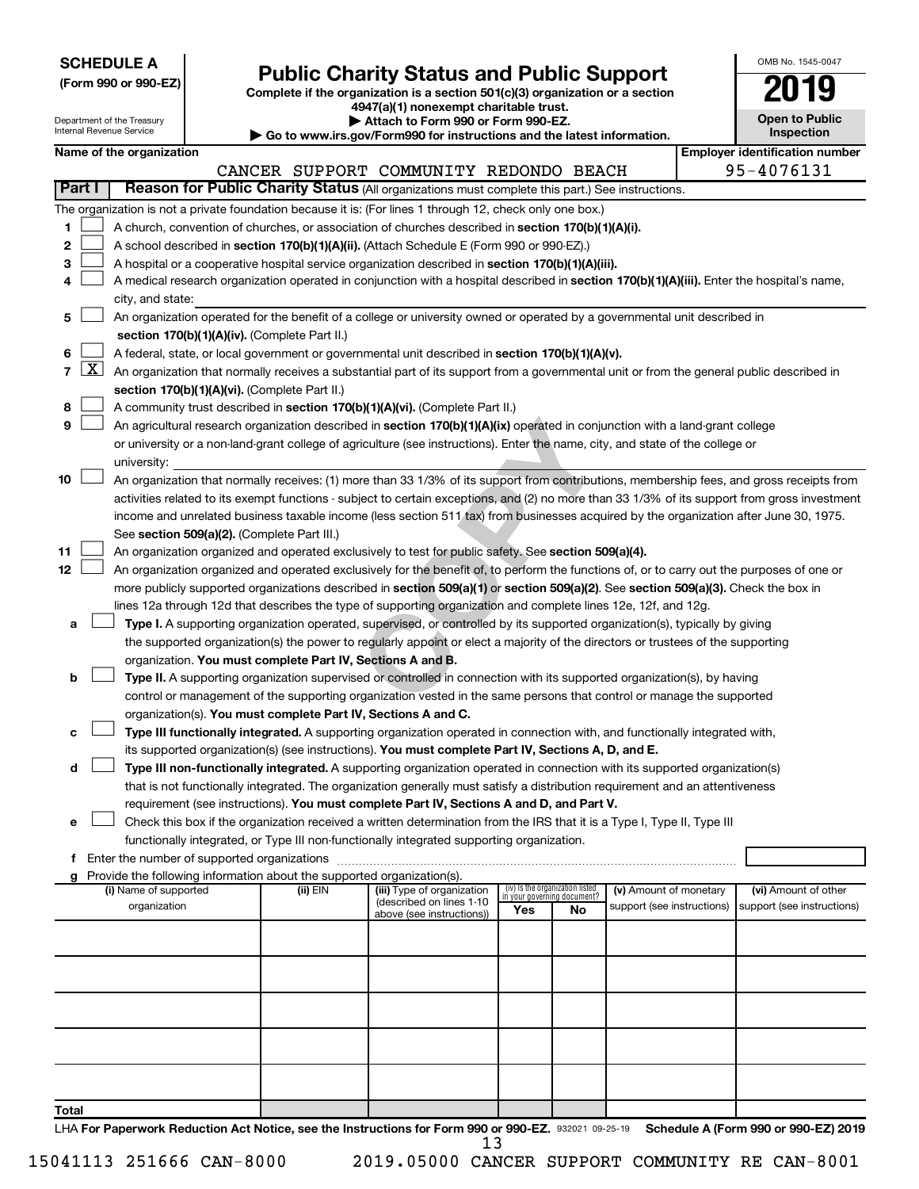**SCHEDULE A**
**(Form 990 or 990-EZ)**

Department of the Treasury
Internal Revenue Service

# Public Charity Status and Public Support

**Complete if the organization is a section 501(c)(3) organization or a section 4947(a)(1) nonexempt charitable trust.**
**▶ Attach to Form 990 or Form 990-EZ.**
**▶ Go to www.irs.gov/Form990 for instructions and the latest information.**

OMB No. 1545-0047
**2019**
**Open to Public Inspection**

**Name of the organization:** CANCER SUPPORT COMMUNITY REDONDO BEACH
**Employer identification number:** 95-4076131

## Part I Reason for Public Charity Status (All organizations must complete this part.) See instructions.

The organization is not a private foundation because it is: (For lines 1 through 12, check only one box.)

1. [ ] A church, convention of churches, or association of churches described in **section 170(b)(1)(A)(i).**
2. [ ] A school described in **section 170(b)(1)(A)(ii).** (Attach Schedule E (Form 990 or 990-EZ).)
3. [ ] A hospital or a cooperative hospital service organization described in **section 170(b)(1)(A)(iii).**
4. [ ] A medical research organization operated in conjunction with a hospital described in **section 170(b)(1)(A)(iii).** Enter the hospital's name, city, and state: ______
5. [ ] An organization operated for the benefit of a college or university owned or operated by a governmental unit described in **section 170(b)(1)(A)(iv).** (Complete Part II.)
6. [ ] A federal, state, or local government or governmental unit described in **section 170(b)(1)(A)(v).**
7. [X] An organization that normally receives a substantial part of its support from a governmental unit or from the general public described in **section 170(b)(1)(A)(vi).** (Complete Part II.)
8. [ ] A community trust described in **section 170(b)(1)(A)(vi).** (Complete Part II.)
9. [ ] An agricultural research organization described in **section 170(b)(1)(A)(ix)** operated in conjunction with a land-grant college or university or a non-land-grant college of agriculture (see instructions). Enter the name, city, and state of the college or university: ______
10. [ ] An organization that normally receives: (1) more than 33 1/3% of its support from contributions, membership fees, and gross receipts from activities related to its exempt functions - subject to certain exceptions, and (2) no more than 33 1/3% of its support from gross investment income and unrelated business taxable income (less section 511 tax) from businesses acquired by the organization after June 30, 1975. See **section 509(a)(2).** (Complete Part III.)
11. [ ] An organization organized and operated exclusively to test for public safety. See **section 509(a)(4).**
12. [ ] An organization organized and operated exclusively for the benefit of, to perform the functions of, or to carry out the purposes of one or more publicly supported organizations described in **section 509(a)(1)** or **section 509(a)(2)**. See **section 509(a)(3).** Check the box in lines 12a through 12d that describes the type of supporting organization and complete lines 12e, 12f, and 12g.
   - **a** [ ] **Type I.** A supporting organization operated, supervised, or controlled by its supported organization(s), typically by giving the supported organization(s) the power to regularly appoint or elect a majority of the directors or trustees of the supporting organization. **You must complete Part IV, Sections A and B.**
   - **b** [ ] **Type II.** A supporting organization supervised or controlled in connection with its supported organization(s), by having control or management of the supporting organization vested in the same persons that control or manage the supported organization(s). **You must complete Part IV, Sections A and C.**
   - **c** [ ] **Type III functionally integrated.** A supporting organization operated in connection with, and functionally integrated with, its supported organization(s) (see instructions). **You must complete Part IV, Sections A, D, and E.**
   - **d** [ ] **Type III non-functionally integrated.** A supporting organization operated in connection with its supported organization(s) that is not functionally integrated. The organization generally must satisfy a distribution requirement and an attentiveness requirement (see instructions). **You must complete Part IV, Sections A and D, and Part V.**
   - **e** [ ] Check this box if the organization received a written determination from the IRS that it is a Type I, Type II, Type III functionally integrated, or Type III non-functionally integrated supporting organization.
   - **f** Enter the number of supported organizations ______
   - **g** Provide the following information about the supported organization(s).

| (i) Name of supported organization | (ii) EIN | (iii) Type of organization (described on lines 1-10 above (see instructions)) | (iv) Is the organization listed in your governing document? Yes | No | (v) Amount of monetary support (see instructions) | (vi) Amount of other support (see instructions) |
|---|---|---|---|---|---|---|
| | | | | | | |
| | | | | | | |
| | | | | | | |
| | | | | | | |
| | | | | | | |
| **Total** | | | | | | |

LHA **For Paperwork Reduction Act Notice, see the Instructions for Form 990 or 990-EZ.** 932021 09-25-19 **Schedule A (Form 990 or 990-EZ) 2019**

15041113 251666 CAN-8000 2019.05000 CANCER SUPPORT COMMUNITY RE CAN-8001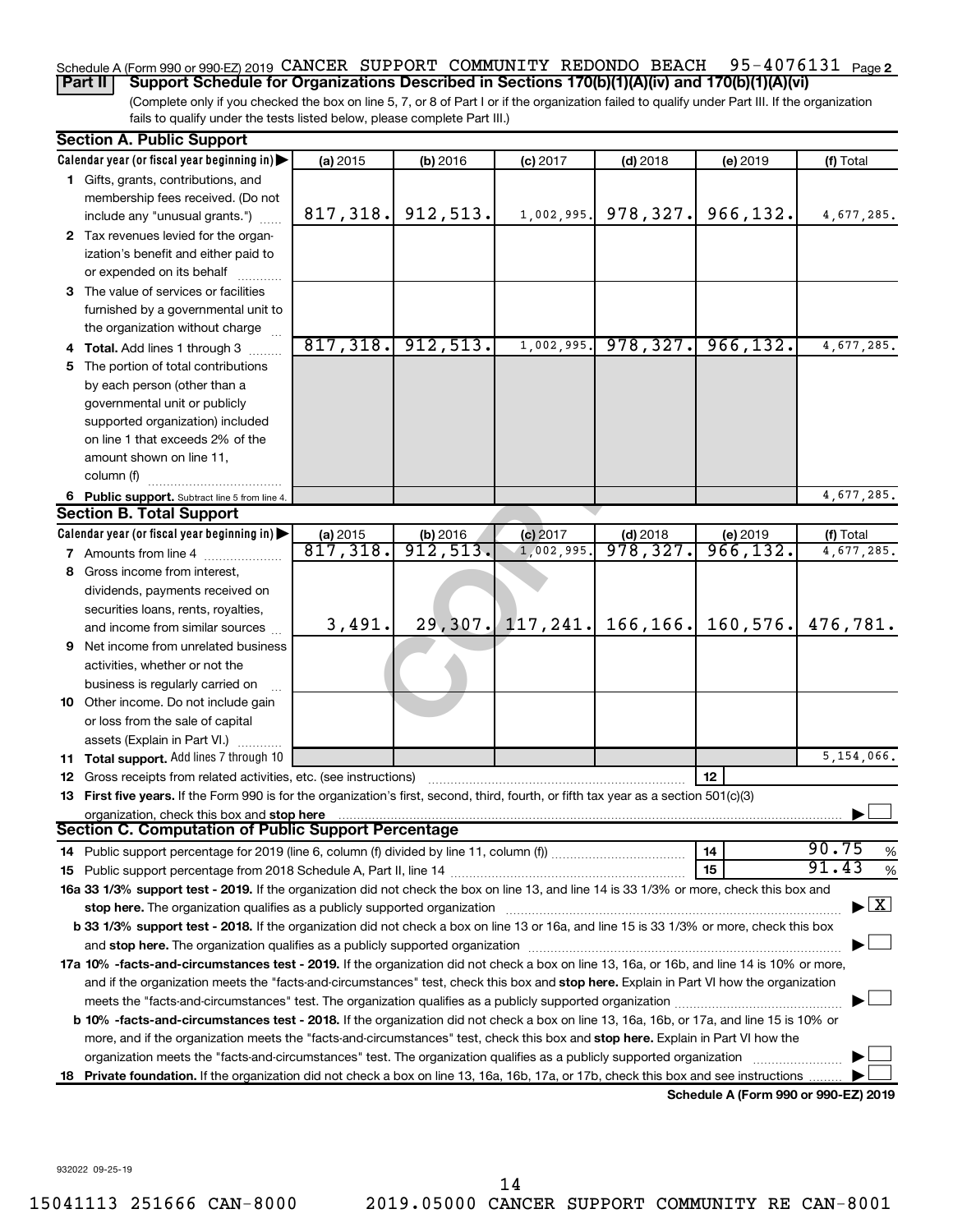Schedule A (Form 990 or 990-EZ) 2019 CANCER SUPPORT COMMUNITY REDONDO BEACH 95-4076131 Page 2

**Part II** **Support Schedule for Organizations Described in Sections 170(b)(1)(A)(iv) and 170(b)(1)(A)(vi)**

(Complete only if you checked the box on line 5, 7, or 8 of Part I or if the organization failed to qualify under Part III. If the organization fails to qualify under the tests listed below, please complete Part III.)

**Section A. Public Support**

| Calendar year (or fiscal year beginning in) ▶ | (a) 2015 | (b) 2016 | (c) 2017 | (d) 2018 | (e) 2019 | (f) Total |
|---|---|---|---|---|---|---|
| 1 Gifts, grants, contributions, and membership fees received. (Do not include any "unusual grants.") | 817,318. | 912,513. | 1,002,995. | 978,327. | 966,132. | 4,677,285. |
| 2 Tax revenues levied for the organization's benefit and either paid to or expended on its behalf | | | | | | |
| 3 The value of services or facilities furnished by a governmental unit to the organization without charge | | | | | | |
| 4 **Total.** Add lines 1 through 3 | 817,318. | 912,513. | 1,002,995. | 978,327. | 966,132. | 4,677,285. |
| 5 The portion of total contributions by each person (other than a governmental unit or publicly supported organization) included on line 1 that exceeds 2% of the amount shown on line 11, column (f) | | | | | | |
| 6 **Public support.** Subtract line 5 from line 4. | | | | | | 4,677,285. |

**Section B. Total Support**

| Calendar year (or fiscal year beginning in) ▶ | (a) 2015 | (b) 2016 | (c) 2017 | (d) 2018 | (e) 2019 | (f) Total |
|---|---|---|---|---|---|---|
| 7 Amounts from line 4 | 817,318. | 912,513. | 1,002,995. | 978,327. | 966,132. | 4,677,285. |
| 8 Gross income from interest, dividends, payments received on securities loans, rents, royalties, and income from similar sources | 3,491. | 29,307. | 117,241. | 166,166. | 160,576. | 476,781. |
| 9 Net income from unrelated business activities, whether or not the business is regularly carried on | | | | | | |
| 10 Other income. Do not include gain or loss from the sale of capital assets (Explain in Part VI.) | | | | | | |
| 11 **Total support.** Add lines 7 through 10 | | | | | | 5,154,066. |

12 Gross receipts from related activities, etc. (see instructions) | 12 |

13 **First five years.** If the Form 990 is for the organization's first, second, third, fourth, or fifth tax year as a section 501(c)(3) organization, check this box and **stop here** ▶ ☐

**Section C. Computation of Public Support Percentage**

14 Public support percentage for 2019 (line 6, column (f) divided by line 11, column (f)) | 14 | 90.75 %

15 Public support percentage from 2018 Schedule A, Part II, line 14 | 15 | 91.43 %

**16a 33 1/3% support test - 2019.** If the organization did not check the box on line 13, and line 14 is 33 1/3% or more, check this box and **stop here.** The organization qualifies as a publicly supported organization ▶ ☒

**b 33 1/3% support test - 2018.** If the organization did not check a box on line 13 or 16a, and line 15 is 33 1/3% or more, check this box and **stop here.** The organization qualifies as a publicly supported organization ▶ ☐

**17a 10% -facts-and-circumstances test - 2019.** If the organization did not check a box on line 13, 16a, or 16b, and line 14 is 10% or more, and if the organization meets the "facts-and-circumstances" test, check this box and **stop here.** Explain in Part VI how the organization meets the "facts-and-circumstances" test. The organization qualifies as a publicly supported organization ▶ ☐

**b 10% -facts-and-circumstances test - 2018.** If the organization did not check a box on line 13, 16a, 16b, or 17a, and line 15 is 10% or more, and if the organization meets the "facts-and-circumstances" test, check this box and **stop here.** Explain in Part VI how the organization meets the "facts-and-circumstances" test. The organization qualifies as a publicly supported organization ▶ ☐

**18 Private foundation.** If the organization did not check a box on line 13, 16a, 16b, 17a, or 17b, check this box and see instructions ▶ ☐

**Schedule A (Form 990 or 990-EZ) 2019**

932022 09-25-19

15041113 251666 CAN-8000 2019.05000 CANCER SUPPORT COMMUNITY RE CAN-8001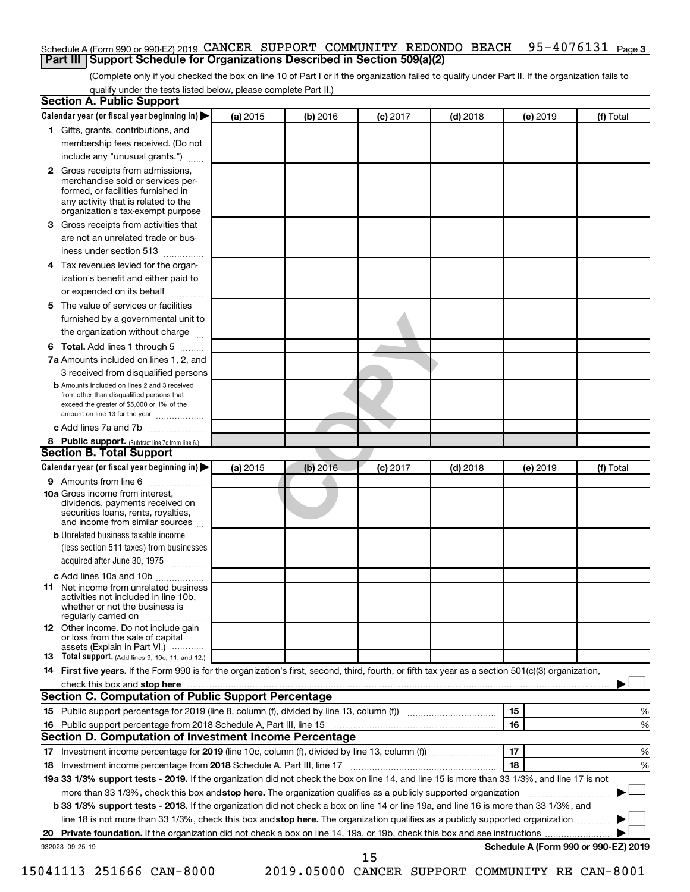Schedule A (Form 990 or 990-EZ) 2019 CANCER SUPPORT COMMUNITY REDONDO BEACH 95-4076131 Page 3

## Part III Support Schedule for Organizations Described in Section 509(a)(2)

(Complete only if you checked the box on line 10 of Part I or if the organization failed to qualify under Part II. If the organization fails to qualify under the tests listed below, please complete Part II.)

### Section A. Public Support

| Calendar year (or fiscal year beginning in) ▶ | (a) 2015 | (b) 2016 | (c) 2017 | (d) 2018 | (e) 2019 | (f) Total |
|---|---|---|---|---|---|---|
| **1** Gifts, grants, contributions, and membership fees received. (Do not include any "unusual grants.") | | | | | | |
| **2** Gross receipts from admissions, merchandise sold or services performed, or facilities furnished in any activity that is related to the organization's tax-exempt purpose | | | | | | |
| **3** Gross receipts from activities that are not an unrelated trade or business under section 513 | | | | | | |
| **4** Tax revenues levied for the organization's benefit and either paid to or expended on its behalf | | | | | | |
| **5** The value of services or facilities furnished by a governmental unit to the organization without charge | | | | | | |
| **6 Total.** Add lines 1 through 5 | | | | | | |
| **7a** Amounts included on lines 1, 2, and 3 received from disqualified persons | | | | | | |
| **b** Amounts included on lines 2 and 3 received from other than disqualified persons that exceed the greater of $5,000 or 1% of the amount on line 13 for the year | | | | | | |
| **c** Add lines 7a and 7b | | | | | | |
| **8 Public support.** (Subtract line 7c from line 6.) | | | | | | |

### Section B. Total Support

| Calendar year (or fiscal year beginning in) ▶ | (a) 2015 | (b) 2016 | (c) 2017 | (d) 2018 | (e) 2019 | (f) Total |
|---|---|---|---|---|---|---|
| **9** Amounts from line 6 | | | | | | |
| **10a** Gross income from interest, dividends, payments received on securities loans, rents, royalties, and income from similar sources | | | | | | |
| **b** Unrelated business taxable income (less section 511 taxes) from businesses acquired after June 30, 1975 | | | | | | |
| **c** Add lines 10a and 10b | | | | | | |
| **11** Net income from unrelated business activities not included in line 10b, whether or not the business is regularly carried on | | | | | | |
| **12** Other income. Do not include gain or loss from the sale of capital assets (Explain in Part VI.) | | | | | | |
| **13 Total support.** (Add lines 9, 10c, 11, and 12.) | | | | | | |

**14 First five years.** If the Form 990 is for the organization's first, second, third, fourth, or fifth tax year as a section 501(c)(3) organization, check this box and **stop here** ▶ ☐

### Section C. Computation of Public Support Percentage

| | | | |
|---|---|---|---|
| **15** | Public support percentage for 2019 (line 8, column (f), divided by line 13, column (f)) | 15 | % |
| **16** | Public support percentage from 2018 Schedule A, Part III, line 15 | 16 | % |

### Section D. Computation of Investment Income Percentage

| | | | |
|---|---|---|---|
| **17** | Investment income percentage for **2019** (line 10c, column (f), divided by line 13, column (f)) | 17 | % |
| **18** | Investment income percentage from **2018** Schedule A, Part III, line 17 | 18 | % |

**19a 33 1/3% support tests - 2019.** If the organization did not check the box on line 14, and line 15 is more than 33 1/3%, and line 17 is not more than 33 1/3%, check this box and **stop here.** The organization qualifies as a publicly supported organization ▶ ☐

**b 33 1/3% support tests - 2018.** If the organization did not check a box on line 14 or line 19a, and line 16 is more than 33 1/3%, and line 18 is not more than 33 1/3%, check this box and **stop here.** The organization qualifies as a publicly supported organization ▶ ☐

**20 Private foundation.** If the organization did not check a box on line 14, 19a, or 19b, check this box and see instructions ▶ ☐

932023 09-25-19

**Schedule A (Form 990 or 990-EZ) 2019**

15041113 251666 CAN-8000 2019.05000 CANCER SUPPORT COMMUNITY RE CAN-8001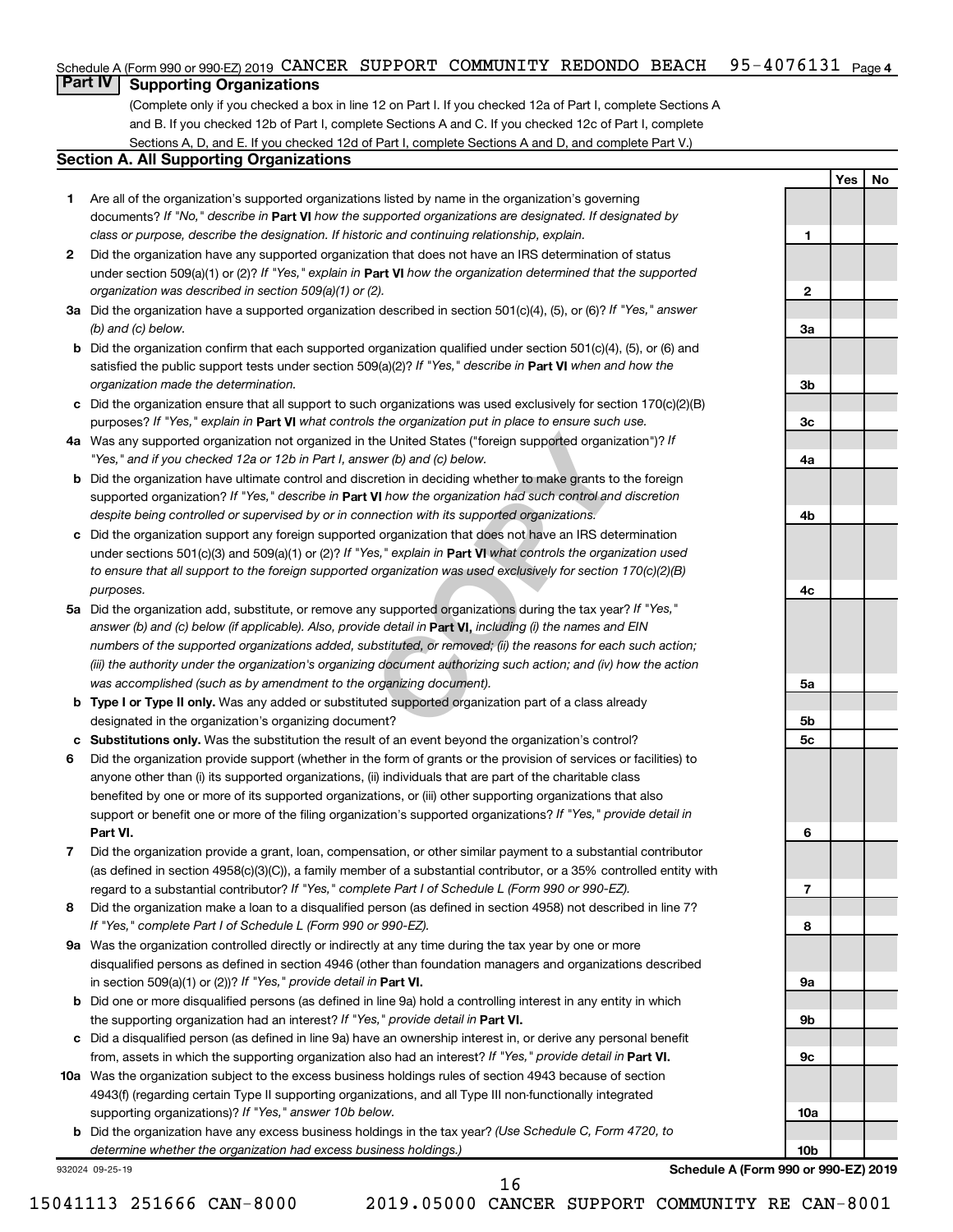Schedule A (Form 990 or 990-EZ) 2019 CANCER SUPPORT COMMUNITY REDONDO BEACH 95-4076131 Page 4

## Part IV Supporting Organizations

(Complete only if you checked a box in line 12 on Part I. If you checked 12a of Part I, complete Sections A and B. If you checked 12b of Part I, complete Sections A and C. If you checked 12c of Part I, complete Sections A, D, and E. If you checked 12d of Part I, complete Sections A and D, and complete Part V.)

### Section A. All Supporting Organizations

| | | | Yes | No |
|---|---|---|---|---|
| **1** | Are all of the organization's supported organizations listed by name in the organization's governing documents? *If "No," describe in* **Part VI** *how the supported organizations are designated. If designated by class or purpose, describe the designation. If historic and continuing relationship, explain.* | 1 | | |
| **2** | Did the organization have any supported organization that does not have an IRS determination of status under section 509(a)(1) or (2)? *If "Yes," explain in* **Part VI** *how the organization determined that the supported organization was described in section 509(a)(1) or (2).* | 2 | | |
| **3a** | Did the organization have a supported organization described in section 501(c)(4), (5), or (6)? *If "Yes," answer (b) and (c) below.* | 3a | | |
| **b** | Did the organization confirm that each supported organization qualified under section 501(c)(4), (5), or (6) and satisfied the public support tests under section 509(a)(2)? *If "Yes," describe in* **Part VI** *when and how the organization made the determination.* | 3b | | |
| **c** | Did the organization ensure that all support to such organizations was used exclusively for section 170(c)(2)(B) purposes? *If "Yes," explain in* **Part VI** *what controls the organization put in place to ensure such use.* | 3c | | |
| **4a** | Was any supported organization not organized in the United States ("foreign supported organization")? *If "Yes," and if you checked 12a or 12b in Part I, answer (b) and (c) below.* | 4a | | |
| **b** | Did the organization have ultimate control and discretion in deciding whether to make grants to the foreign supported organization? *If "Yes," describe in* **Part VI** *how the organization had such control and discretion despite being controlled or supervised by or in connection with its supported organizations.* | 4b | | |
| **c** | Did the organization support any foreign supported organization that does not have an IRS determination under sections 501(c)(3) and 509(a)(1) or (2)? *If "Yes," explain in* **Part VI** *what controls the organization used to ensure that all support to the foreign supported organization was used exclusively for section 170(c)(2)(B) purposes.* | 4c | | |
| **5a** | Did the organization add, substitute, or remove any supported organizations during the tax year? *If "Yes," answer (b) and (c) below (if applicable). Also, provide detail in* **Part VI,** *including (i) the names and EIN numbers of the supported organizations added, substituted, or removed; (ii) the reasons for each such action; (iii) the authority under the organization's organizing document authorizing such action; and (iv) how the action was accomplished (such as by amendment to the organizing document).* | 5a | | |
| **b** | **Type I or Type II only.** Was any added or substituted supported organization part of a class already designated in the organization's organizing document? | 5b | | |
| **c** | **Substitutions only.** Was the substitution the result of an event beyond the organization's control? | 5c | | |
| **6** | Did the organization provide support (whether in the form of grants or the provision of services or facilities) to anyone other than (i) its supported organizations, (ii) individuals that are part of the charitable class benefited by one or more of its supported organizations, or (iii) other supporting organizations that also support or benefit one or more of the filing organization's supported organizations? *If "Yes," provide detail in* **Part VI.** | 6 | | |
| **7** | Did the organization provide a grant, loan, compensation, or other similar payment to a substantial contributor (as defined in section 4958(c)(3)(C)), a family member of a substantial contributor, or a 35% controlled entity with regard to a substantial contributor? *If "Yes," complete Part I of Schedule L (Form 990 or 990-EZ).* | 7 | | |
| **8** | Did the organization make a loan to a disqualified person (as defined in section 4958) not described in line 7? *If "Yes," complete Part I of Schedule L (Form 990 or 990-EZ).* | 8 | | |
| **9a** | Was the organization controlled directly or indirectly at any time during the tax year by one or more disqualified persons as defined in section 4946 (other than foundation managers and organizations described in section 509(a)(1) or (2))? *If "Yes," provide detail in* **Part VI.** | 9a | | |
| **b** | Did one or more disqualified persons (as defined in line 9a) hold a controlling interest in any entity in which the supporting organization had an interest? *If "Yes," provide detail in* **Part VI.** | 9b | | |
| **c** | Did a disqualified person (as defined in line 9a) have an ownership interest in, or derive any personal benefit from, assets in which the supporting organization also had an interest? *If "Yes," provide detail in* **Part VI.** | 9c | | |
| **10a** | Was the organization subject to the excess business holdings rules of section 4943 because of section 4943(f) (regarding certain Type II supporting organizations, and all Type III non-functionally integrated supporting organizations)? *If "Yes," answer 10b below.* | 10a | | |
| **b** | Did the organization have any excess business holdings in the tax year? *(Use Schedule C, Form 4720, to determine whether the organization had excess business holdings.)* | 10b | | |

932024 09-25-19 **Schedule A (Form 990 or 990-EZ) 2019**

15041113 251666 CAN-8000 2019.05000 CANCER SUPPORT COMMUNITY RE CAN-8001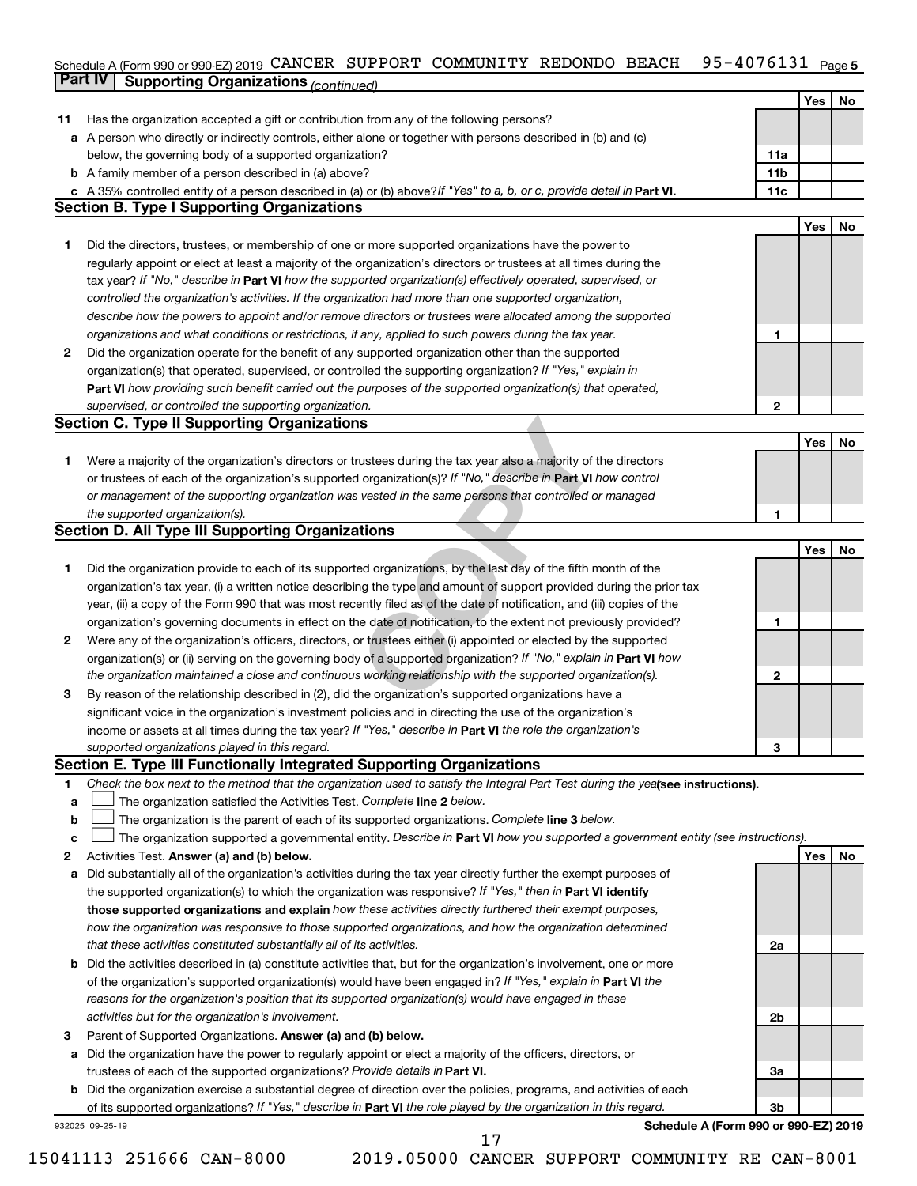Schedule A (Form 990 or 990-EZ) 2019 CANCER SUPPORT COMMUNITY REDONDO BEACH 95-4076131 Page 5

**Part IV | Supporting Organizations** *(continued)*

| | | | Yes | No |
|---|---|---|---|---|
| 11 | Has the organization accepted a gift or contribution from any of the following persons? | | | |
| a | A person who directly or indirectly controls, either alone or together with persons described in (b) and (c) below, the governing body of a supported organization? | 11a | | |
| b | A family member of a person described in (a) above? | 11b | | |
| c | A 35% controlled entity of a person described in (a) or (b) above? *If "Yes" to a, b, or c, provide detail in* **Part VI.** | 11c | | |

**Section B. Type I Supporting Organizations**

| | | | Yes | No |
|---|---|---|---|---|
| 1 | Did the directors, trustees, or membership of one or more supported organizations have the power to regularly appoint or elect at least a majority of the organization's directors or trustees at all times during the tax year? *If "No," describe in* **Part VI** *how the supported organization(s) effectively operated, supervised, or controlled the organization's activities. If the organization had more than one supported organization, describe how the powers to appoint and/or remove directors or trustees were allocated among the supported organizations and what conditions or restrictions, if any, applied to such powers during the tax year.* | 1 | | |
| 2 | Did the organization operate for the benefit of any supported organization other than the supported organization(s) that operated, supervised, or controlled the supporting organization? *If "Yes," explain in* **Part VI** *how providing such benefit carried out the purposes of the supported organization(s) that operated, supervised, or controlled the supporting organization.* | 2 | | |

**Section C. Type II Supporting Organizations**

| | | | Yes | No |
|---|---|---|---|---|
| 1 | Were a majority of the organization's directors or trustees during the tax year also a majority of the directors or trustees of each of the organization's supported organization(s)? *If "No," describe in* **Part VI** *how control or management of the supporting organization was vested in the same persons that controlled or managed the supported organization(s).* | 1 | | |

**Section D. All Type III Supporting Organizations**

| | | | Yes | No |
|---|---|---|---|---|
| 1 | Did the organization provide to each of its supported organizations, by the last day of the fifth month of the organization's tax year, (i) a written notice describing the type and amount of support provided during the prior tax year, (ii) a copy of the Form 990 that was most recently filed as of the date of notification, and (iii) copies of the organization's governing documents in effect on the date of notification, to the extent not previously provided? | 1 | | |
| 2 | Were any of the organization's officers, directors, or trustees either (i) appointed or elected by the supported organization(s) or (ii) serving on the governing body of a supported organization? *If "No," explain in* **Part VI** *how the organization maintained a close and continuous working relationship with the supported organization(s).* | 2 | | |
| 3 | By reason of the relationship described in (2), did the organization's supported organizations have a significant voice in the organization's investment policies and in directing the use of the organization's income or assets at all times during the tax year? *If "Yes," describe in* **Part VI** *the role the organization's supported organizations played in this regard.* | 3 | | |

**Section E. Type III Functionally Integrated Supporting Organizations**

1 *Check the box next to the method that the organization used to satisfy the Integral Part Test during the year* **(see instructions).**

a ☐ The organization satisfied the Activities Test. *Complete* **line 2** *below.*

b ☐ The organization is the parent of each of its supported organizations. *Complete* **line 3** *below.*

c ☐ The organization supported a governmental entity. *Describe in* **Part VI** *how you supported a government entity (see instructions).*

| | | | Yes | No |
|---|---|---|---|---|
| 2 | Activities Test. **Answer (a) and (b) below.** | | | |
| a | Did substantially all of the organization's activities during the tax year directly further the exempt purposes of the supported organization(s) to which the organization was responsive? *If "Yes," then in* **Part VI identify those supported organizations and explain** *how these activities directly furthered their exempt purposes, how the organization was responsive to those supported organizations, and how the organization determined that these activities constituted substantially all of its activities.* | 2a | | |
| b | Did the activities described in (a) constitute activities that, but for the organization's involvement, one or more of the organization's supported organization(s) would have been engaged in? *If "Yes," explain in* **Part VI** *the reasons for the organization's position that its supported organization(s) would have engaged in these activities but for the organization's involvement.* | 2b | | |
| 3 | Parent of Supported Organizations. **Answer (a) and (b) below.** | | | |
| a | Did the organization have the power to regularly appoint or elect a majority of the officers, directors, or trustees of each of the supported organizations? *Provide details in* **Part VI.** | 3a | | |
| b | Did the organization exercise a substantial degree of direction over the policies, programs, and activities of each of its supported organizations? *If "Yes," describe in* **Part VI** *the role played by the organization in this regard.* | 3b | | |

932025 09-25-19 **Schedule A (Form 990 or 990-EZ) 2019**

15041113 251666 CAN-8000 2019.05000 CANCER SUPPORT COMMUNITY RE CAN-8001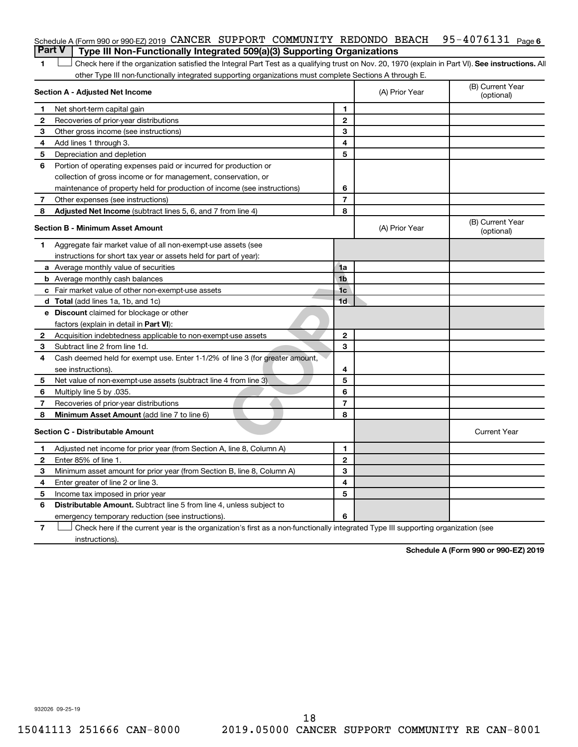Schedule A (Form 990 or 990-EZ) 2019 CANCER SUPPORT COMMUNITY REDONDO BEACH 95-4076131 Page 6

## Part V Type III Non-Functionally Integrated 509(a)(3) Supporting Organizations

1 ☐ Check here if the organization satisfied the Integral Part Test as a qualifying trust on Nov. 20, 1970 (explain in Part VI). **See instructions.** All other Type III non-functionally integrated supporting organizations must complete Sections A through E.

| **Section A - Adjusted Net Income** | | | (A) Prior Year | (B) Current Year (optional) |
|---|---|---|---|---|
| 1 | Net short-term capital gain | 1 | | |
| 2 | Recoveries of prior-year distributions | 2 | | |
| 3 | Other gross income (see instructions) | 3 | | |
| 4 | Add lines 1 through 3. | 4 | | |
| 5 | Depreciation and depletion | 5 | | |
| 6 | Portion of operating expenses paid or incurred for production or collection of gross income or for management, conservation, or maintenance of property held for production of income (see instructions) | 6 | | |
| 7 | Other expenses (see instructions) | 7 | | |
| 8 | **Adjusted Net Income** (subtract lines 5, 6, and 7 from line 4) | 8 | | |

| **Section B - Minimum Asset Amount** | | | (A) Prior Year | (B) Current Year (optional) |
|---|---|---|---|---|
| 1 | Aggregate fair market value of all non-exempt-use assets (see instructions for short tax year or assets held for part of year): | | | |
| a | Average monthly value of securities | 1a | | |
| b | Average monthly cash balances | 1b | | |
| c | Fair market value of other non-exempt-use assets | 1c | | |
| d | **Total** (add lines 1a, 1b, and 1c) | 1d | | |
| e | **Discount** claimed for blockage or other factors (explain in detail in **Part VI**): | | | |
| 2 | Acquisition indebtedness applicable to non-exempt-use assets | 2 | | |
| 3 | Subtract line 2 from line 1d. | 3 | | |
| 4 | Cash deemed held for exempt use. Enter 1-1/2% of line 3 (for greater amount, see instructions). | 4 | | |
| 5 | Net value of non-exempt-use assets (subtract line 4 from line 3) | 5 | | |
| 6 | Multiply line 5 by .035. | 6 | | |
| 7 | Recoveries of prior-year distributions | 7 | | |
| 8 | **Minimum Asset Amount** (add line 7 to line 6) | 8 | | |

| **Section C - Distributable Amount** | | | | Current Year |
|---|---|---|---|---|
| 1 | Adjusted net income for prior year (from Section A, line 8, Column A) | 1 | | |
| 2 | Enter 85% of line 1. | 2 | | |
| 3 | Minimum asset amount for prior year (from Section B, line 8, Column A) | 3 | | |
| 4 | Enter greater of line 2 or line 3. | 4 | | |
| 5 | Income tax imposed in prior year | 5 | | |
| 6 | **Distributable Amount.** Subtract line 5 from line 4, unless subject to emergency temporary reduction (see instructions). | 6 | | |

7 ☐ Check here if the current year is the organization's first as a non-functionally integrated Type III supporting organization (see instructions).

**Schedule A (Form 990 or 990-EZ) 2019**

932026 09-25-19

15041113 251666 CAN-8000 2019.05000 CANCER SUPPORT COMMUNITY RE CAN-8001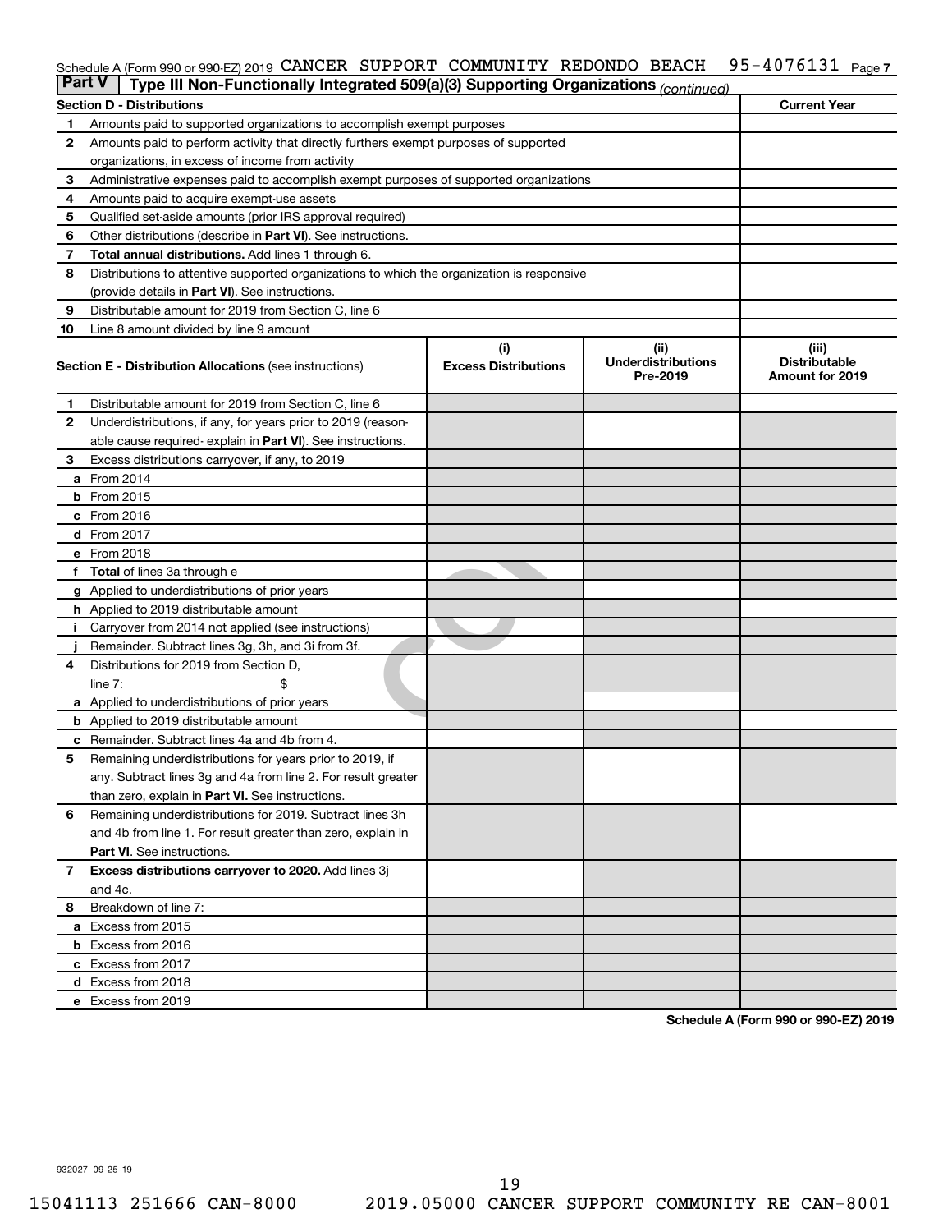Schedule A (Form 990 or 990-EZ) 2019 CANCER SUPPORT COMMUNITY REDONDO BEACH 95-4076131 Page 7

## Part V | Type III Non-Functionally Integrated 509(a)(3) Supporting Organizations *(continued)*

| | Section D - Distributions | Current Year |
|---|---|---|
| 1 | Amounts paid to supported organizations to accomplish exempt purposes | |
| 2 | Amounts paid to perform activity that directly furthers exempt purposes of supported organizations, in excess of income from activity | |
| 3 | Administrative expenses paid to accomplish exempt purposes of supported organizations | |
| 4 | Amounts paid to acquire exempt-use assets | |
| 5 | Qualified set-aside amounts (prior IRS approval required) | |
| 6 | Other distributions (describe in **Part VI**). See instructions. | |
| 7 | **Total annual distributions.** Add lines 1 through 6. | |
| 8 | Distributions to attentive supported organizations to which the organization is responsive (provide details in **Part VI**). See instructions. | |
| 9 | Distributable amount for 2019 from Section C, line 6 | |
| 10 | Line 8 amount divided by line 9 amount | |

| | Section E - Distribution Allocations (see instructions) | (i) Excess Distributions | (ii) Underdistributions Pre-2019 | (iii) Distributable Amount for 2019 |
|---|---|---|---|---|
| 1 | Distributable amount for 2019 from Section C, line 6 | | | |
| 2 | Underdistributions, if any, for years prior to 2019 (reasonable cause required- explain in **Part VI**). See instructions. | | | |
| 3 | Excess distributions carryover, if any, to 2019 | | | |
| a | From 2014 | | | |
| b | From 2015 | | | |
| c | From 2016 | | | |
| d | From 2017 | | | |
| e | From 2018 | | | |
| f | **Total** of lines 3a through e | | | |
| g | Applied to underdistributions of prior years | | | |
| h | Applied to 2019 distributable amount | | | |
| i | Carryover from 2014 not applied (see instructions) | | | |
| j | Remainder. Subtract lines 3g, 3h, and 3i from 3f. | | | |
| 4 | Distributions for 2019 from Section D, line 7: $ | | | |
| a | Applied to underdistributions of prior years | | | |
| b | Applied to 2019 distributable amount | | | |
| c | Remainder. Subtract lines 4a and 4b from 4. | | | |
| 5 | Remaining underdistributions for years prior to 2019, if any. Subtract lines 3g and 4a from line 2. For result greater than zero, explain in **Part VI.** See instructions. | | | |
| 6 | Remaining underdistributions for 2019. Subtract lines 3h and 4b from line 1. For result greater than zero, explain in **Part VI**. See instructions. | | | |
| 7 | **Excess distributions carryover to 2020.** Add lines 3j and 4c. | | | |
| 8 | Breakdown of line 7: | | | |
| a | Excess from 2015 | | | |
| b | Excess from 2016 | | | |
| c | Excess from 2017 | | | |
| d | Excess from 2018 | | | |
| e | Excess from 2019 | | | |

**Schedule A (Form 990 or 990-EZ) 2019**

932027 09-25-19

15041113 251666 CAN-8000 2019.05000 CANCER SUPPORT COMMUNITY RE CAN-8001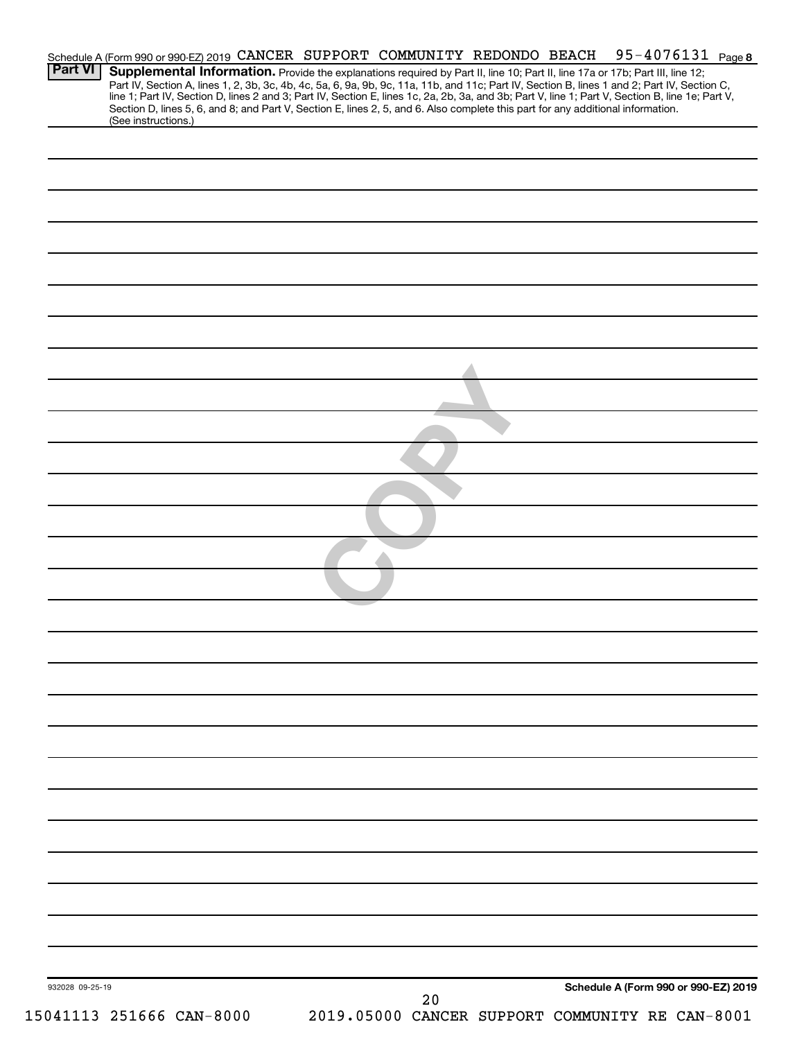Schedule A (Form 990 or 990-EZ) 2019 CANCER SUPPORT COMMUNITY REDONDO BEACH 95-4076131 Page 8

## Part VI Supplemental Information.

Provide the explanations required by Part II, line 10; Part II, line 17a or 17b; Part III, line 12; Part IV, Section A, lines 1, 2, 3b, 3c, 4b, 4c, 5a, 6, 9a, 9b, 9c, 11a, 11b, and 11c; Part IV, Section B, lines 1 and 2; Part IV, Section C, line 1; Part IV, Section D, lines 2 and 3; Part IV, Section E, lines 1c, 2a, 2b, 3a, and 3b; Part V, line 1; Part V, Section B, line 1e; Part V, Section D, lines 5, 6, and 8; and Part V, Section E, lines 2, 5, and 6. Also complete this part for any additional information. (See instructions.)

COPY

932028 09-25-19

**Schedule A (Form 990 or 990-EZ) 2019**

15041113 251666 CAN-8000 2019.05000 CANCER SUPPORT COMMUNITY RE CAN-8001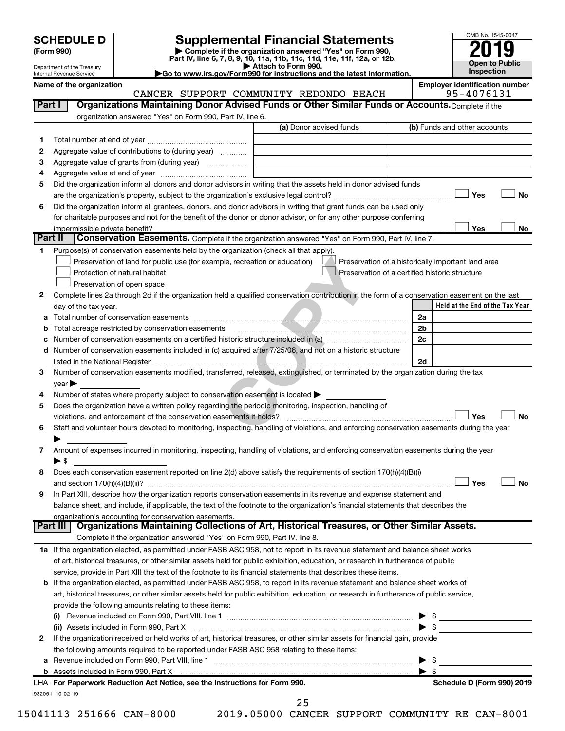# SCHEDULE D (Form 990)

Department of the Treasury
Internal Revenue Service

## Supplemental Financial Statements

▶ Complete if the organization answered "Yes" on Form 990, Part IV, line 6, 7, 8, 9, 10, 11a, 11b, 11c, 11d, 11e, 11f, 12a, or 12b.
▶ Attach to Form 990.
▶Go to www.irs.gov/Form990 for instructions and the latest information.

OMB No. 1545-0047

**2019**

**Open to Public Inspection**

**Name of the organization**
CANCER SUPPORT COMMUNITY REDONDO BEACH

**Employer identification number**
95-4076131

**Part I — Organizations Maintaining Donor Advised Funds or Other Similar Funds or Accounts.** Complete if the organization answered "Yes" on Form 990, Part IV, line 6.

| | | (a) Donor advised funds | (b) Funds and other accounts |
|---|---|---|---|
| 1 | Total number at end of year | | |
| 2 | Aggregate value of contributions to (during year) | | |
| 3 | Aggregate value of grants from (during year) | | |
| 4 | Aggregate value at end of year | | |

5 Did the organization inform all donors and donor advisors in writing that the assets held in donor advised funds are the organization's property, subject to the organization's exclusive legal control? ☐ Yes ☐ No

6 Did the organization inform all grantees, donors, and donor advisors in writing that grant funds can be used only for charitable purposes and not for the benefit of the donor or donor advisor, or for any other purpose conferring impermissible private benefit? ☐ Yes ☐ No

**Part II — Conservation Easements.** Complete if the organization answered "Yes" on Form 990, Part IV, line 7.

1 Purpose(s) of conservation easements held by the organization (check all that apply).
- ☐ Preservation of land for public use (for example, recreation or education)
- ☐ Preservation of a historically important land area
- ☐ Protection of natural habitat
- ☐ Preservation of a certified historic structure
- ☐ Preservation of open space

2 Complete lines 2a through 2d if the organization held a qualified conservation contribution in the form of a conservation easement on the last day of the tax year.

| | | | Held at the End of the Tax Year |
|---|---|---|---|
| a | Total number of conservation easements | 2a | |
| b | Total acreage restricted by conservation easements | 2b | |
| c | Number of conservation easements on a certified historic structure included in (a) | 2c | |
| d | Number of conservation easements included in (c) acquired after 7/25/06, and not on a historic structure listed in the National Register | 2d | |

3 Number of conservation easements modified, transferred, released, extinguished, or terminated by the organization during the tax year ▶

4 Number of states where property subject to conservation easement is located ▶

5 Does the organization have a written policy regarding the periodic monitoring, inspection, handling of violations, and enforcement of the conservation easements it holds? ☐ Yes ☐ No

6 Staff and volunteer hours devoted to monitoring, inspecting, handling of violations, and enforcing conservation easements during the year ▶

7 Amount of expenses incurred in monitoring, inspecting, handling of violations, and enforcing conservation easements during the year ▶ $

8 Does each conservation easement reported on line 2(d) above satisfy the requirements of section 170(h)(4)(B)(i) and section 170(h)(4)(B)(ii)? ☐ Yes ☐ No

9 In Part XIII, describe how the organization reports conservation easements in its revenue and expense statement and balance sheet, and include, if applicable, the text of the footnote to the organization's financial statements that describes the organization's accounting for conservation easements.

**Part III — Organizations Maintaining Collections of Art, Historical Treasures, or Other Similar Assets.** Complete if the organization answered "Yes" on Form 990, Part IV, line 8.

1a If the organization elected, as permitted under FASB ASC 958, not to report in its revenue statement and balance sheet works of art, historical treasures, or other similar assets held for public exhibition, education, or research in furtherance of public service, provide in Part XIII the text of the footnote to its financial statements that describes these items.

b If the organization elected, as permitted under FASB ASC 958, to report in its revenue statement and balance sheet works of art, historical treasures, or other similar assets held for public exhibition, education, or research in furtherance of public service, provide the following amounts relating to these items:

(i) Revenue included on Form 990, Part VIII, line 1 ▶ $

(ii) Assets included in Form 990, Part X ▶ $

2 If the organization received or held works of art, historical treasures, or other similar assets for financial gain, provide the following amounts required to be reported under FASB ASC 958 relating to these items:

a Revenue included on Form 990, Part VIII, line 1 ▶ $

b Assets included in Form 990, Part X ▶ $

LHA For Paperwork Reduction Act Notice, see the Instructions for Form 990. — Schedule D (Form 990) 2019

932051 10-02-19

15041113 251666 CAN-8000 2019.05000 CANCER SUPPORT COMMUNITY RE CAN-8001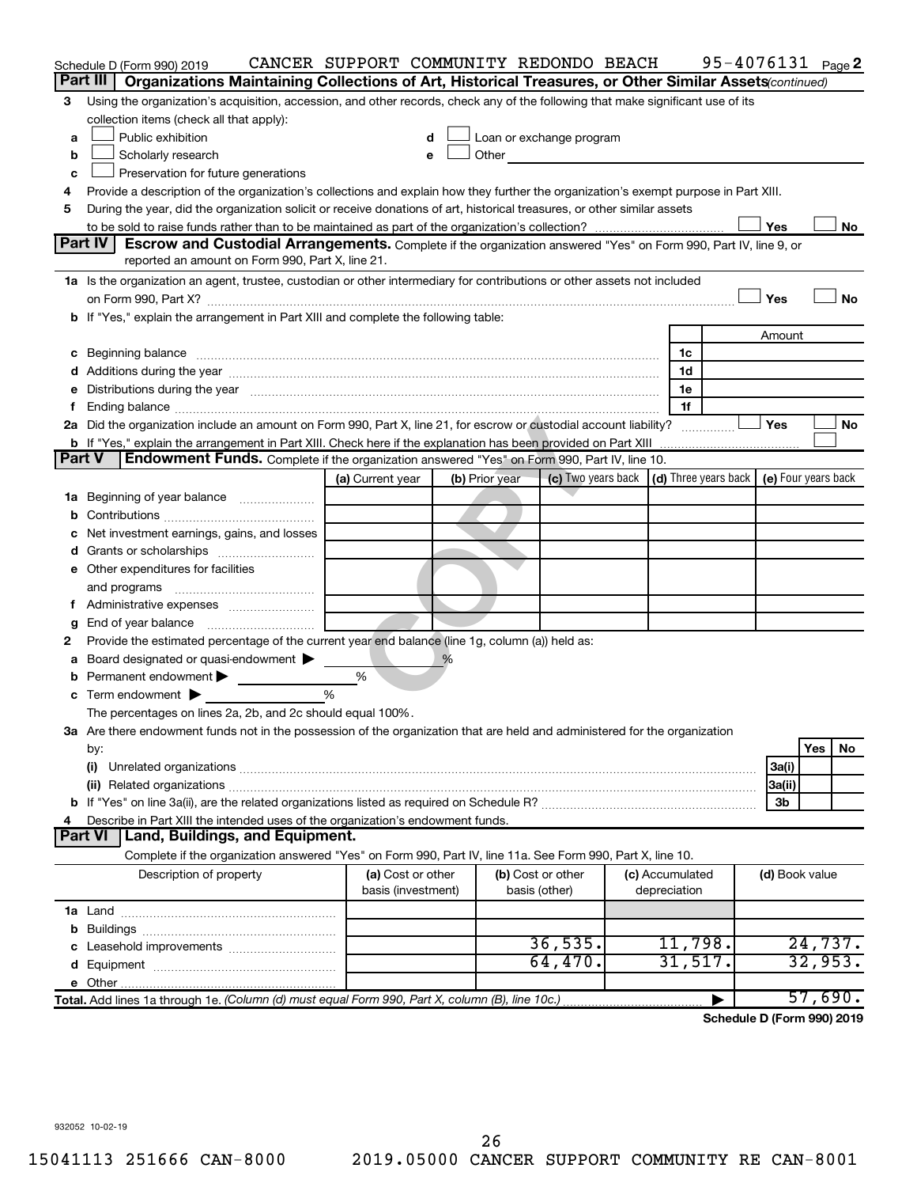Schedule D (Form 990) 2019 CANCER SUPPORT COMMUNITY REDONDO BEACH 95-4076131 Page 2

**Part III** **Organizations Maintaining Collections of Art, Historical Treasures, or Other Similar Assets** *(continued)*

3 Using the organization's acquisition, accession, and other records, check any of the following that make significant use of its collection items (check all that apply):

a ☐ Public exhibition
b ☐ Scholarly research
c ☐ Preservation for future generations
d ☐ Loan or exchange program
e ☐ Other

4 Provide a description of the organization's collections and explain how they further the organization's exempt purpose in Part XIII.

5 During the year, did the organization solicit or receive donations of art, historical treasures, or other similar assets to be sold to raise funds rather than to be maintained as part of the organization's collection? ☐ Yes ☐ No

**Part IV** **Escrow and Custodial Arrangements.** Complete if the organization answered "Yes" on Form 990, Part IV, line 9, or reported an amount on Form 990, Part X, line 21.

1a Is the organization an agent, trustee, custodian or other intermediary for contributions or other assets not included on Form 990, Part X? ☐ Yes ☐ No

b If "Yes," explain the arrangement in Part XIII and complete the following table:

| | | Amount |
|---|---|---|
| c Beginning balance | 1c | |
| d Additions during the year | 1d | |
| e Distributions during the year | 1e | |
| f Ending balance | 1f | |

2a Did the organization include an amount on Form 990, Part X, line 21, for escrow or custodial account liability? ☐ Yes ☐ No

b If "Yes," explain the arrangement in Part XIII. Check here if the explanation has been provided on Part XIII ☐

**Part V** **Endowment Funds.** Complete if the organization answered "Yes" on Form 990, Part IV, line 10.

| | (a) Current year | (b) Prior year | (c) Two years back | (d) Three years back | (e) Four years back |
|---|---|---|---|---|---|
| 1a Beginning of year balance | | | | | |
| b Contributions | | | | | |
| c Net investment earnings, gains, and losses | | | | | |
| d Grants or scholarships | | | | | |
| e Other expenditures for facilities and programs | | | | | |
| f Administrative expenses | | | | | |
| g End of year balance | | | | | |

2 Provide the estimated percentage of the current year end balance (line 1g, column (a)) held as:

a Board designated or quasi-endowment ▶ %
b Permanent endowment ▶ %
c Term endowment ▶ %

The percentages on lines 2a, 2b, and 2c should equal 100%.

3a Are there endowment funds not in the possession of the organization that are held and administered for the organization by:

| | | Yes | No |
|---|---|---|---|
| (i) Unrelated organizations | 3a(i) | | |
| (ii) Related organizations | 3a(ii) | | |
| b If "Yes" on line 3a(ii), are the related organizations listed as required on Schedule R? | 3b | | |

4 Describe in Part XIII the intended uses of the organization's endowment funds.

**Part VI** **Land, Buildings, and Equipment.**

Complete if the organization answered "Yes" on Form 990, Part IV, line 11a. See Form 990, Part X, line 10.

| Description of property | (a) Cost or other basis (investment) | (b) Cost or other basis (other) | (c) Accumulated depreciation | (d) Book value |
|---|---|---|---|---|
| 1a Land | | | | |
| b Buildings | | | | |
| c Leasehold improvements | | 36,535. | 11,798. | 24,737. |
| d Equipment | | 64,470. | 31,517. | 32,953. |
| e Other | | | | |
| **Total.** Add lines 1a through 1e. *(Column (d) must equal Form 990, Part X, column (B), line 10c.)* | | | ▶ | 57,690. |

**Schedule D (Form 990) 2019**

932052 10-02-19

15041113 251666 CAN-8000 2019.05000 CANCER SUPPORT COMMUNITY RE CAN-8001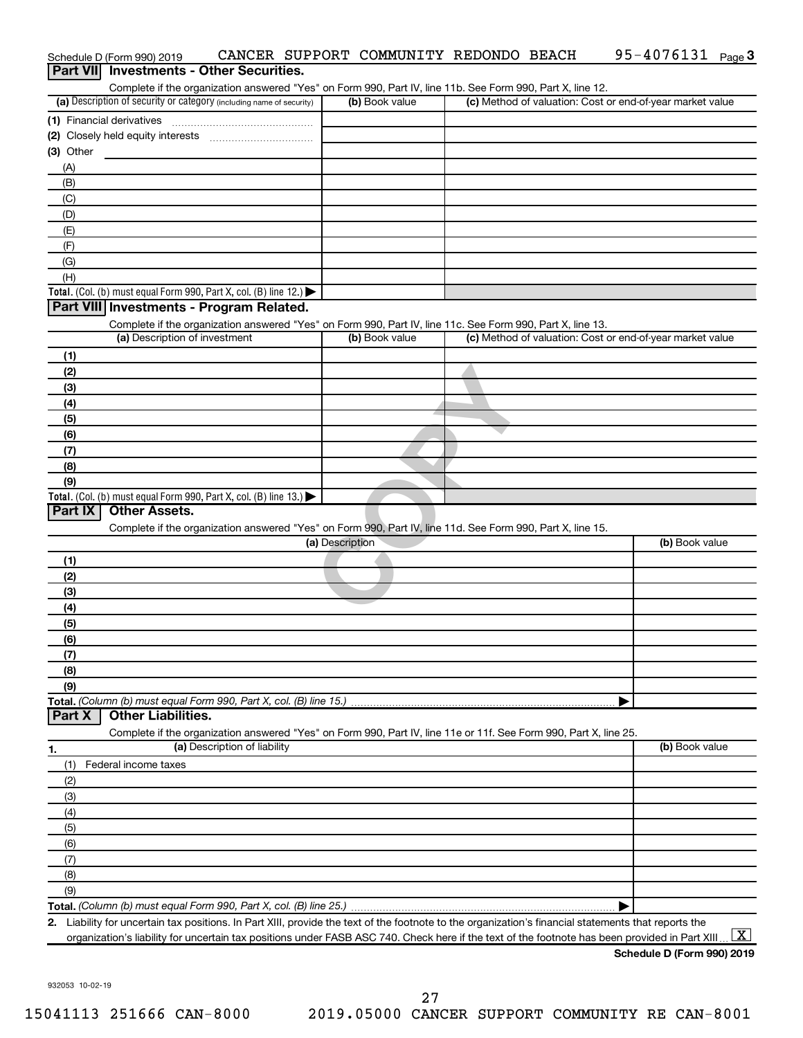Schedule D (Form 990) 2019 CANCER SUPPORT COMMUNITY REDONDO BEACH 95-4076131 Page 3

## Part VII Investments - Other Securities.

Complete if the organization answered "Yes" on Form 990, Part IV, line 11b. See Form 990, Part X, line 12.

| (a) Description of security or category (including name of security) | (b) Book value | (c) Method of valuation: Cost or end-of-year market value |
|---|---|---|
| (1) Financial derivatives | | |
| (2) Closely held equity interests | | |
| (3) Other | | |
| (A) | | |
| (B) | | |
| (C) | | |
| (D) | | |
| (E) | | |
| (F) | | |
| (G) | | |
| (H) | | |
| **Total.** (Col. (b) must equal Form 990, Part X, col. (B) line 12.) ▶ | | |

## Part VIII Investments - Program Related.

Complete if the organization answered "Yes" on Form 990, Part IV, line 11c. See Form 990, Part X, line 13.

| (a) Description of investment | (b) Book value | (c) Method of valuation: Cost or end-of-year market value |
|---|---|---|
| (1) | | |
| (2) | | |
| (3) | | |
| (4) | | |
| (5) | | |
| (6) | | |
| (7) | | |
| (8) | | |
| (9) | | |
| **Total.** (Col. (b) must equal Form 990, Part X, col. (B) line 13.) ▶ | | |

## Part IX Other Assets.

Complete if the organization answered "Yes" on Form 990, Part IV, line 11d. See Form 990, Part X, line 15.

| (a) Description | (b) Book value |
|---|---|
| (1) | |
| (2) | |
| (3) | |
| (4) | |
| (5) | |
| (6) | |
| (7) | |
| (8) | |
| (9) | |
| **Total.** *(Column (b) must equal Form 990, Part X, col. (B) line 15.)* ▶ | |

## Part X Other Liabilities.

Complete if the organization answered "Yes" on Form 990, Part IV, line 11e or 11f. See Form 990, Part X, line 25.

| 1. (a) Description of liability | (b) Book value |
|---|---|
| (1) Federal income taxes | |
| (2) | |
| (3) | |
| (4) | |
| (5) | |
| (6) | |
| (7) | |
| (8) | |
| (9) | |
| **Total.** *(Column (b) must equal Form 990, Part X, col. (B) line 25.)* ▶ | |

2. Liability for uncertain tax positions. In Part XIII, provide the text of the footnote to the organization's financial statements that reports the organization's liability for uncertain tax positions under FASB ASC 740. Check here if the text of the footnote has been provided in Part XIII [X]

**Schedule D (Form 990) 2019**

932053 10-02-19

15041113 251666 CAN-8000 2019.05000 CANCER SUPPORT COMMUNITY RE CAN-8001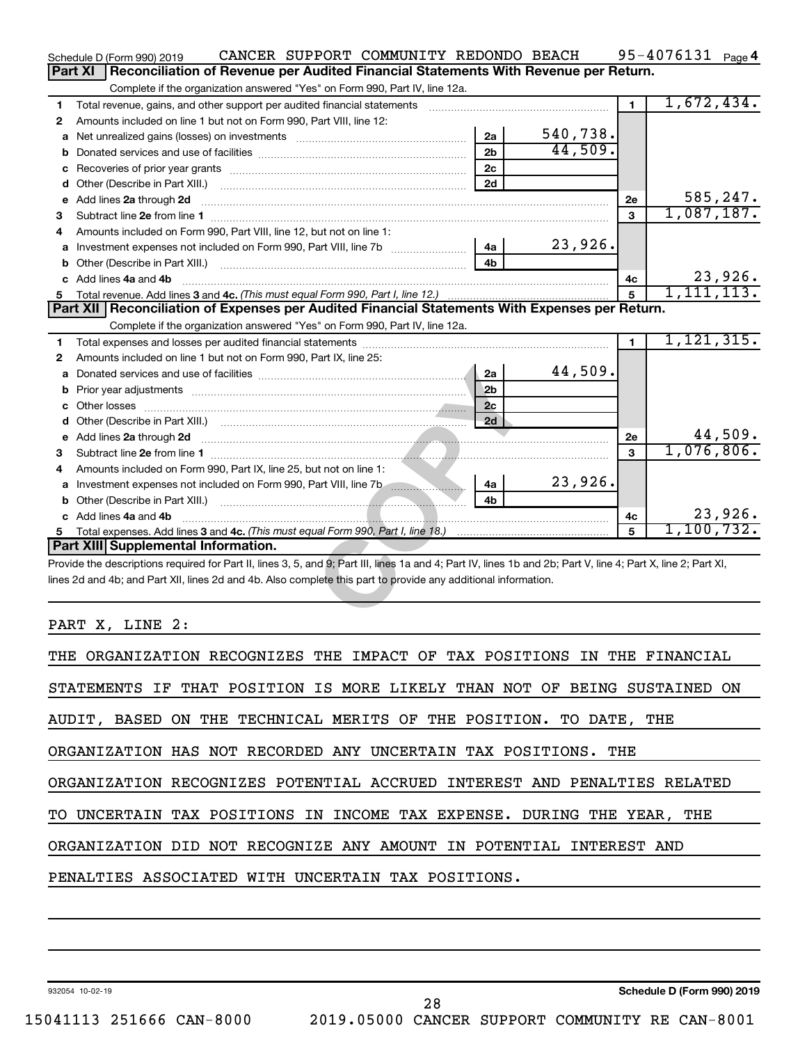Schedule D (Form 990) 2019 CANCER SUPPORT COMMUNITY REDONDO BEACH 95-4076131 Page 4

## Part XI Reconciliation of Revenue per Audited Financial Statements With Revenue per Return.

Complete if the organization answered "Yes" on Form 990, Part IV, line 12a.

| | | | | | |
|---|---|---|---|---|---|
| 1 | Total revenue, gains, and other support per audited financial statements | | | 1 | 1,672,434. |
| 2 | Amounts included on line 1 but not on Form 990, Part VIII, line 12: | | | | |
| a | Net unrealized gains (losses) on investments | 2a | 540,738. | | |
| b | Donated services and use of facilities | 2b | 44,509. | | |
| c | Recoveries of prior year grants | 2c | | | |
| d | Other (Describe in Part XIII.) | 2d | | | |
| e | Add lines 2a through 2d | | | 2e | 585,247. |
| 3 | Subtract line 2e from line 1 | | | 3 | 1,087,187. |
| 4 | Amounts included on Form 990, Part VIII, line 12, but not on line 1: | | | | |
| a | Investment expenses not included on Form 990, Part VIII, line 7b | 4a | 23,926. | | |
| b | Other (Describe in Part XIII.) | 4b | | | |
| c | Add lines 4a and 4b | | | 4c | 23,926. |
| 5 | Total revenue. Add lines 3 and 4c. *(This must equal Form 990, Part I, line 12.)* | | | 5 | 1,111,113. |

## Part XII Reconciliation of Expenses per Audited Financial Statements With Expenses per Return.

Complete if the organization answered "Yes" on Form 990, Part IV, line 12a.

| | | | | | |
|---|---|---|---|---|---|
| 1 | Total expenses and losses per audited financial statements | | | 1 | 1,121,315. |
| 2 | Amounts included on line 1 but not on Form 990, Part IX, line 25: | | | | |
| a | Donated services and use of facilities | 2a | 44,509. | | |
| b | Prior year adjustments | 2b | | | |
| c | Other losses | 2c | | | |
| d | Other (Describe in Part XIII.) | 2d | | | |
| e | Add lines 2a through 2d | | | 2e | 44,509. |
| 3 | Subtract line 2e from line 1 | | | 3 | 1,076,806. |
| 4 | Amounts included on Form 990, Part IX, line 25, but not on line 1: | | | | |
| a | Investment expenses not included on Form 990, Part VIII, line 7b | 4a | 23,926. | | |
| b | Other (Describe in Part XIII.) | 4b | | | |
| c | Add lines 4a and 4b | | | 4c | 23,926. |
| 5 | Total expenses. Add lines 3 and 4c. *(This must equal Form 990, Part I, line 18.)* | | | 5 | 1,100,732. |

## Part XIII Supplemental Information.

Provide the descriptions required for Part II, lines 3, 5, and 9; Part III, lines 1a and 4; Part IV, lines 1b and 2b; Part V, line 4; Part X, line 2; Part XI, lines 2d and 4b; and Part XII, lines 2d and 4b. Also complete this part to provide any additional information.

PART X, LINE 2:

THE ORGANIZATION RECOGNIZES THE IMPACT OF TAX POSITIONS IN THE FINANCIAL STATEMENTS IF THAT POSITION IS MORE LIKELY THAN NOT OF BEING SUSTAINED ON AUDIT, BASED ON THE TECHNICAL MERITS OF THE POSITION. TO DATE, THE ORGANIZATION HAS NOT RECORDED ANY UNCERTAIN TAX POSITIONS. THE ORGANIZATION RECOGNIZES POTENTIAL ACCRUED INTEREST AND PENALTIES RELATED TO UNCERTAIN TAX POSITIONS IN INCOME TAX EXPENSE. DURING THE YEAR, THE ORGANIZATION DID NOT RECOGNIZE ANY AMOUNT IN POTENTIAL INTEREST AND PENALTIES ASSOCIATED WITH UNCERTAIN TAX POSITIONS.

932054 10-02-19 **Schedule D (Form 990) 2019**

15041113 251666 CAN-8000 2019.05000 CANCER SUPPORT COMMUNITY RE CAN-8001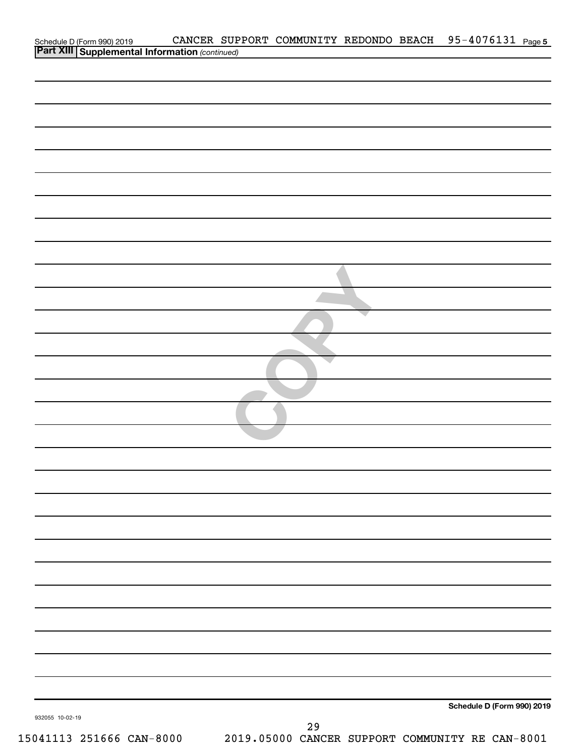**Part XIII | Supplemental Information** *(continued)*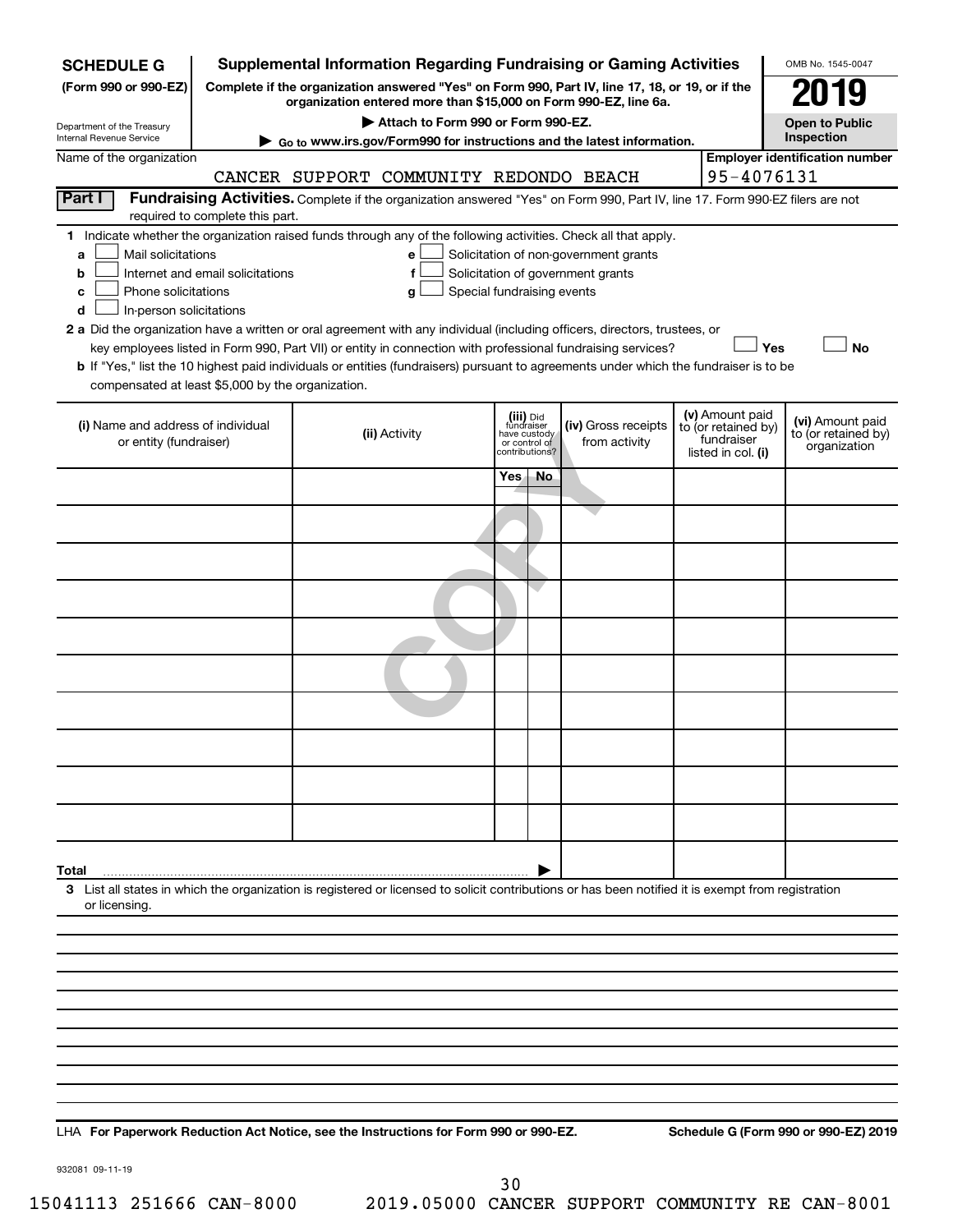**SCHEDULE G**
**(Form 990 or 990-EZ)**

Department of the Treasury
Internal Revenue Service

# Supplemental Information Regarding Fundraising or Gaming Activities

**Complete if the organization answered "Yes" on Form 990, Part IV, line 17, 18, or 19, or if the organization entered more than $15,000 on Form 990-EZ, line 6a.**

▶ **Attach to Form 990 or Form 990-EZ.**

▶ **Go to www.irs.gov/Form990 for instructions and the latest information.**

OMB No. 1545-0047

**2019**

**Open to Public Inspection**

Name of the organization: CANCER SUPPORT COMMUNITY REDONDO BEACH

**Employer identification number:** 95-4076131

**Part I** **Fundraising Activities.** Complete if the organization answered "Yes" on Form 990, Part IV, line 17. Form 990-EZ filers are not required to complete this part.

**1** Indicate whether the organization raised funds through any of the following activities. Check all that apply.

- **a** ☐ Mail solicitations
- **b** ☐ Internet and email solicitations
- **c** ☐ Phone solicitations
- **d** ☐ In-person solicitations
- **e** ☐ Solicitation of non-government grants
- **f** ☐ Solicitation of government grants
- **g** ☐ Special fundraising events

**2 a** Did the organization have a written or oral agreement with any individual (including officers, directors, trustees, or key employees listed in Form 990, Part VII) or entity in connection with professional fundraising services? ☐ **Yes** ☐ **No**

**b** If "Yes," list the 10 highest paid individuals or entities (fundraisers) pursuant to agreements under which the fundraiser is to be compensated at least $5,000 by the organization.

| (i) Name and address of individual or entity (fundraiser) | (ii) Activity | (iii) Did fundraiser have custody or control of contributions? | | (iv) Gross receipts from activity | (v) Amount paid to (or retained by) fundraiser listed in col. (i) | (vi) Amount paid to (or retained by) organization |
|---|---|---|---|---|---|---|
| | | Yes | No | | | |
| | | | | | | |
| | | | | | | |
| | | | | | | |
| | | | | | | |
| | | | | | | |
| | | | | | | |
| | | | | | | |
| | | | | | | |
| | | | | | | |
| | | | | | | |
| **Total** | | | ▶ | | | |

**3** List all states in which the organization is registered or licensed to solicit contributions or has been notified it is exempt from registration or licensing.

LHA **For Paperwork Reduction Act Notice, see the Instructions for Form 990 or 990-EZ.** **Schedule G (Form 990 or 990-EZ) 2019**

932081 09-11-19

15041113 251666 CAN-8000 2019.05000 CANCER SUPPORT COMMUNITY RE CAN-8001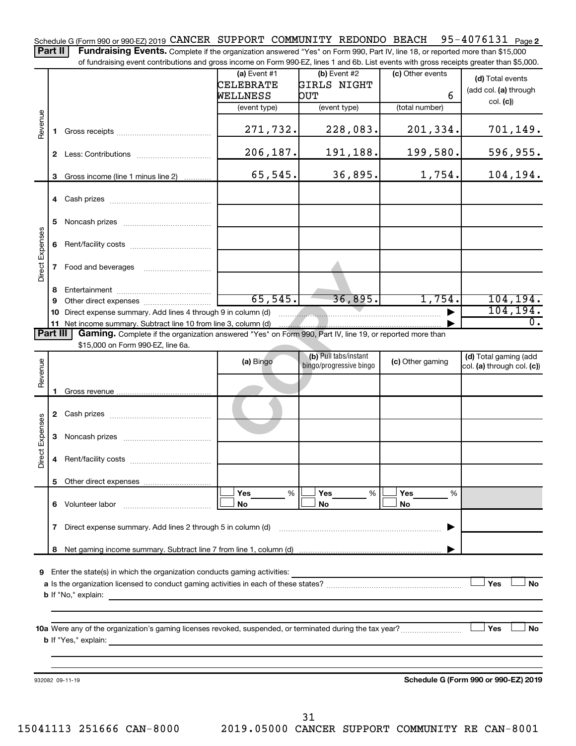Schedule G (Form 990 or 990-EZ) 2019 CANCER SUPPORT COMMUNITY REDONDO BEACH 95-4076131 Page 2

**Part II** **Fundraising Events.** Complete if the organization answered "Yes" on Form 990, Part IV, line 18, or reported more than $15,000 of fundraising event contributions and gross income on Form 990-EZ, lines 1 and 6b. List events with gross receipts greater than $5,000.

| | | | (a) Event #1 CELEBRATE WELLNESS (event type) | (b) Event #2 GIRLS NIGHT OUT (event type) | (c) Other events 6 (total number) | (d) Total events (add col. (a) through col. (c)) |
|---|---|---|---|---|---|---|
| Revenue | 1 | Gross receipts | 271,732. | 228,083. | 201,334. | 701,149. |
| | 2 | Less: Contributions | 206,187. | 191,188. | 199,580. | 596,955. |
| | 3 | Gross income (line 1 minus line 2) | 65,545. | 36,895. | 1,754. | 104,194. |
| Direct Expenses | 4 | Cash prizes | | | | |
| | 5 | Noncash prizes | | | | |
| | 6 | Rent/facility costs | | | | |
| | 7 | Food and beverages | | | | |
| | 8 | Entertainment | | | | |
| | 9 | Other direct expenses | 65,545. | 36,895. | 1,754. | 104,194. |
| | 10 | Direct expense summary. Add lines 4 through 9 in column (d) | | | ▶ | 104,194. |
| | 11 | Net income summary. Subtract line 10 from line 3, column (d) | | | ▶ | 0. |

**Part III** **Gaming.** Complete if the organization answered "Yes" on Form 990, Part IV, line 19, or reported more than $15,000 on Form 990-EZ, line 6a.

| | | | (a) Bingo | (b) Pull tabs/instant bingo/progressive bingo | (c) Other gaming | (d) Total gaming (add col. (a) through col. (c)) |
|---|---|---|---|---|---|---|
| Revenue | 1 | Gross revenue | | | | |
| Direct Expenses | 2 | Cash prizes | | | | |
| | 3 | Noncash prizes | | | | |
| | 4 | Rent/facility costs | | | | |
| | 5 | Other direct expenses | | | | |
| | 6 | Volunteer labor | ☐ Yes ___% ☐ No | ☐ Yes ___% ☐ No | ☐ Yes ___% ☐ No | |
| | 7 | Direct expense summary. Add lines 2 through 5 in column (d) | | | ▶ | |
| | 8 | Net gaming income summary. Subtract line 7 from line 1, column (d) | | | ▶ | |

**9** Enter the state(s) in which the organization conducts gaming activities: ____________________

**a** Is the organization licensed to conduct gaming activities in each of these states? ☐ Yes ☐ No

**b** If "No," explain: ____________________

**10a** Were any of the organization's gaming licenses revoked, suspended, or terminated during the tax year? ☐ Yes ☐ No

**b** If "Yes," explain: ____________________

932082 09-11-19 **Schedule G (Form 990 or 990-EZ) 2019**

15041113 251666 CAN-8000 2019.05000 CANCER SUPPORT COMMUNITY RE CAN-8001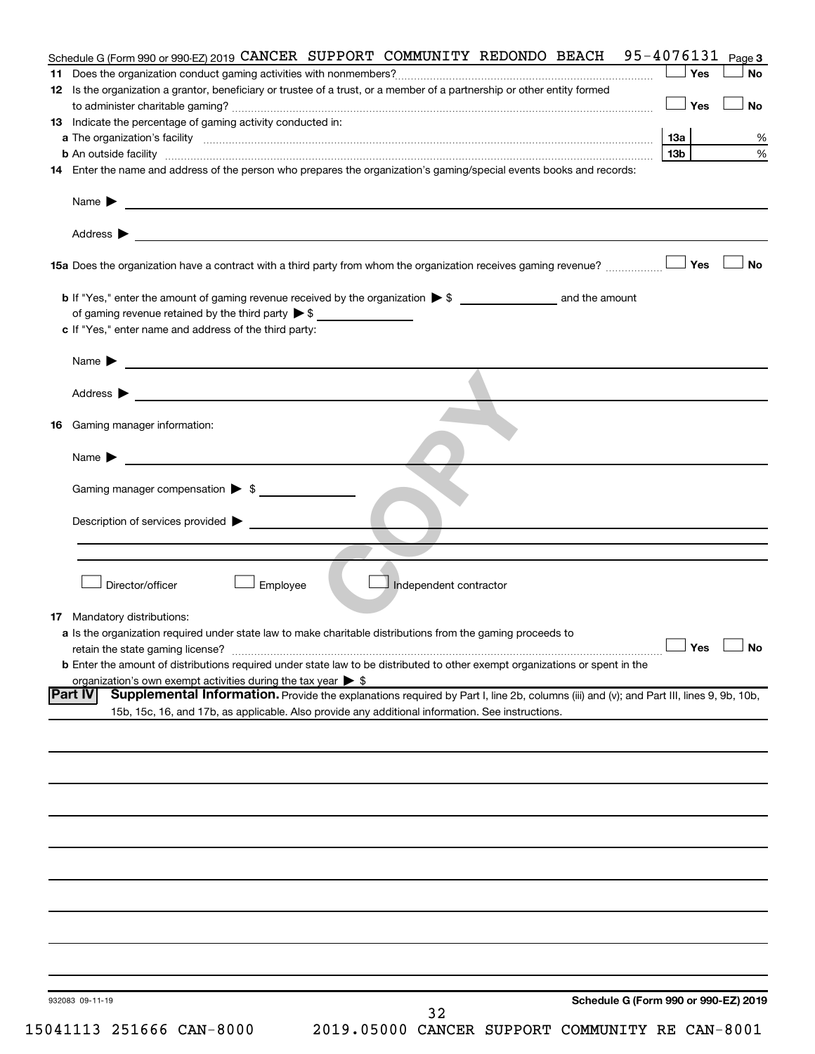Schedule G (Form 990 or 990-EZ) 2019 CANCER SUPPORT COMMUNITY REDONDO BEACH 95-4076131 Page 3

**11** Does the organization conduct gaming activities with nonmembers? ☐ Yes ☐ No

**12** Is the organization a grantor, beneficiary or trustee of a trust, or a member of a partnership or other entity formed to administer charitable gaming? ☐ Yes ☐ No

**13** Indicate the percentage of gaming activity conducted in:

**a** The organization's facility **13a** %

**b** An outside facility **13b** %

**14** Enter the name and address of the person who prepares the organization's gaming/special events books and records:

Name ▶

Address ▶

**15a** Does the organization have a contract with a third party from whom the organization receives gaming revenue? ☐ Yes ☐ No

**b** If "Yes," enter the amount of gaming revenue received by the organization ▶ $ ______ and the amount of gaming revenue retained by the third party ▶ $ ______

**c** If "Yes," enter name and address of the third party:

Name ▶

Address ▶

**16** Gaming manager information:

Name ▶

Gaming manager compensation ▶ $

Description of services provided ▶

☐ Director/officer ☐ Employee ☐ Independent contractor

**17** Mandatory distributions:

**a** Is the organization required under state law to make charitable distributions from the gaming proceeds to retain the state gaming license? ☐ Yes ☐ No

**b** Enter the amount of distributions required under state law to be distributed to other exempt organizations or spent in the organization's own exempt activities during the tax year ▶ $

## Part IV Supplemental Information.

Provide the explanations required by Part I, line 2b, columns (iii) and (v); and Part III, lines 9, 9b, 10b, 15b, 15c, 16, and 17b, as applicable. Also provide any additional information. See instructions.

932083 09-11-19 **Schedule G (Form 990 or 990-EZ) 2019**

15041113 251666 CAN-8000 2019.05000 CANCER SUPPORT COMMUNITY RE CAN-8001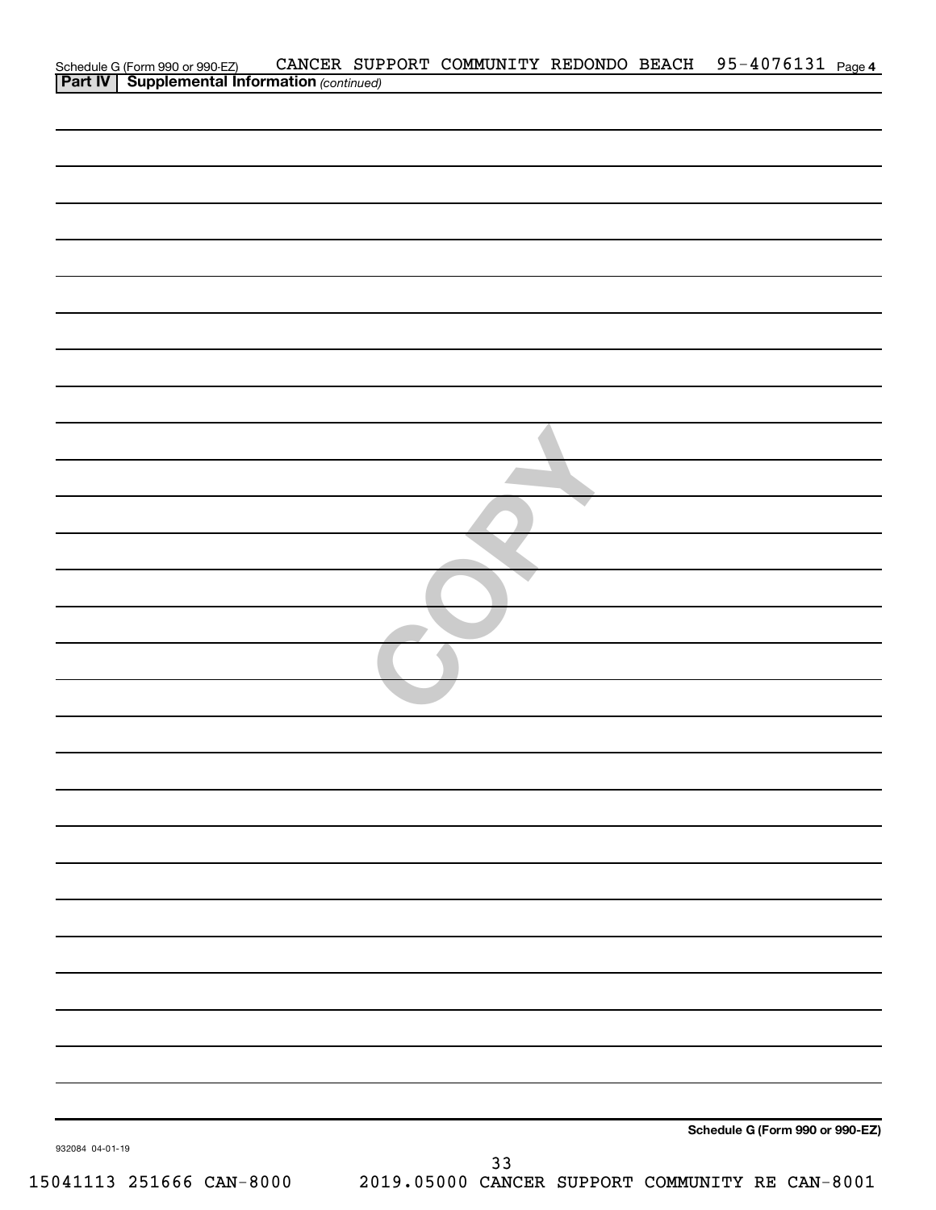Schedule G (Form 990 or 990-EZ) CANCER SUPPORT COMMUNITY REDONDO BEACH 95-4076131 Page 4

**Part IV | Supplemental Information** *(continued)*

**Schedule G (Form 990 or 990-EZ)**

932084 04-01-19

15041113 251666 CAN-8000 2019.05000 CANCER SUPPORT COMMUNITY RE CAN-8001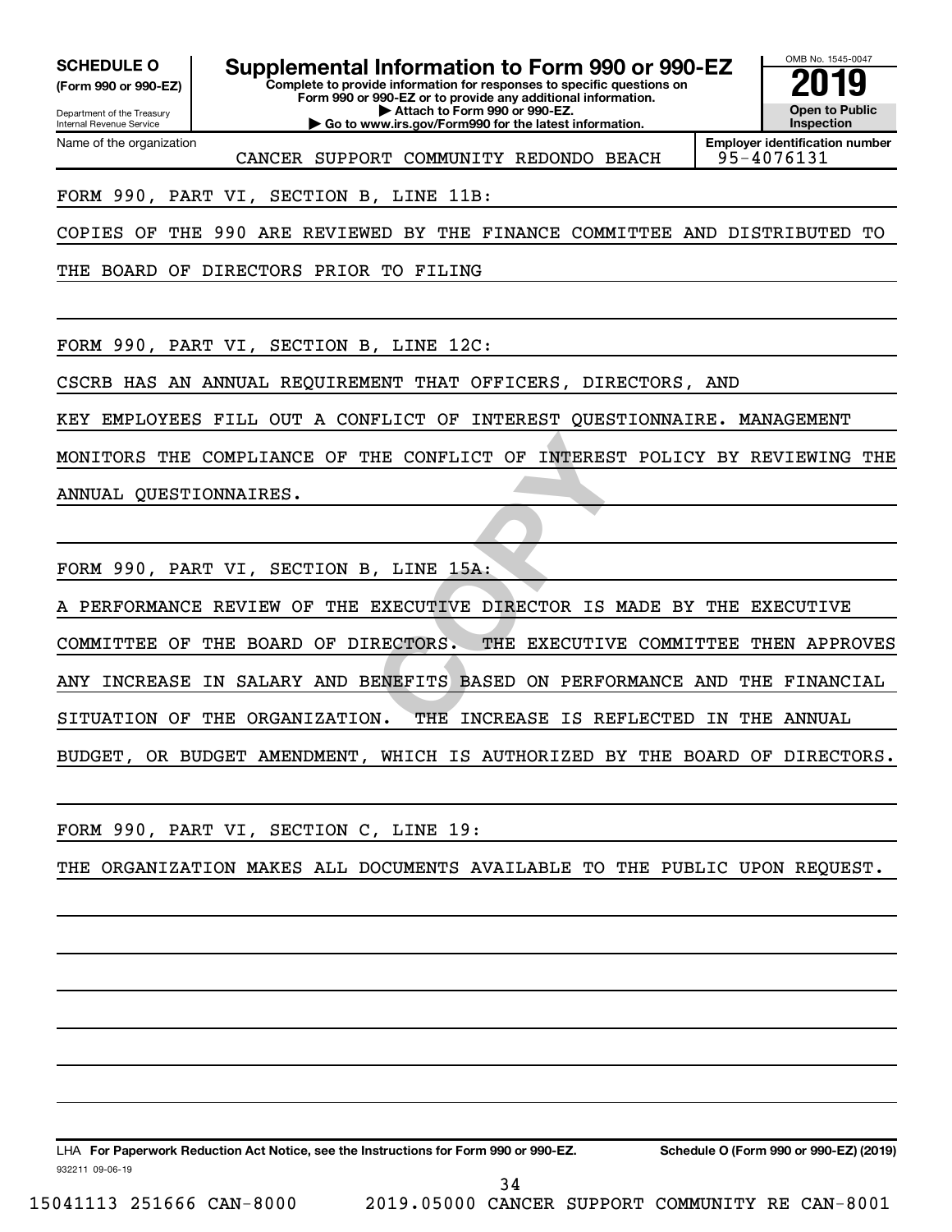**SCHEDULE O**
**(Form 990 or 990-EZ)**

Department of the Treasury
Internal Revenue Service

# Supplemental Information to Form 990 or 990-EZ

**Complete to provide information for responses to specific questions on Form 990 or 990-EZ or to provide any additional information.**
**▶ Attach to Form 990 or 990-EZ.**
**▶ Go to www.irs.gov/Form990 for the latest information.**

OMB No. 1545-0047

**2019**

**Open to Public Inspection**

| Name of the organization | Employer identification number |
|---|---|
| CANCER SUPPORT COMMUNITY REDONDO BEACH | 95-4076131 |

FORM 990, PART VI, SECTION B, LINE 11B:

COPIES OF THE 990 ARE REVIEWED BY THE FINANCE COMMITTEE AND DISTRIBUTED TO THE BOARD OF DIRECTORS PRIOR TO FILING

FORM 990, PART VI, SECTION B, LINE 12C:

CSCRB HAS AN ANNUAL REQUIREMENT THAT OFFICERS, DIRECTORS, AND KEY EMPLOYEES FILL OUT A CONFLICT OF INTEREST QUESTIONNAIRE. MANAGEMENT MONITORS THE COMPLIANCE OF THE CONFLICT OF INTEREST POLICY BY REVIEWING THE ANNUAL QUESTIONNAIRES.

FORM 990, PART VI, SECTION B, LINE 15A:

A PERFORMANCE REVIEW OF THE EXECUTIVE DIRECTOR IS MADE BY THE EXECUTIVE COMMITTEE OF THE BOARD OF DIRECTORS. THE EXECUTIVE COMMITTEE THEN APPROVES ANY INCREASE IN SALARY AND BENEFITS BASED ON PERFORMANCE AND THE FINANCIAL SITUATION OF THE ORGANIZATION. THE INCREASE IS REFLECTED IN THE ANNUAL BUDGET, OR BUDGET AMENDMENT, WHICH IS AUTHORIZED BY THE BOARD OF DIRECTORS.

FORM 990, PART VI, SECTION C, LINE 19:

THE ORGANIZATION MAKES ALL DOCUMENTS AVAILABLE TO THE PUBLIC UPON REQUEST.

LHA **For Paperwork Reduction Act Notice, see the Instructions for Form 990 or 990-EZ.** **Schedule O (Form 990 or 990-EZ) (2019)**

932211 09-06-19

15041113 251666 CAN-8000 2019.05000 CANCER SUPPORT COMMUNITY RE CAN-8001